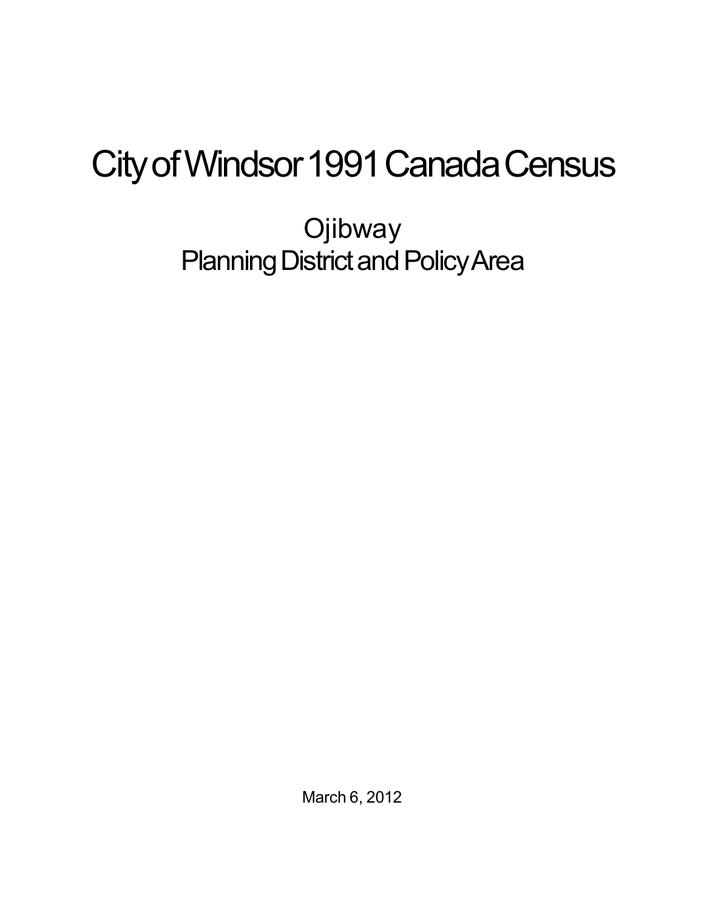# City of Windsor 1991 Canada Census

## Ojibway
## Planning District and Policy Area

March 6, 2012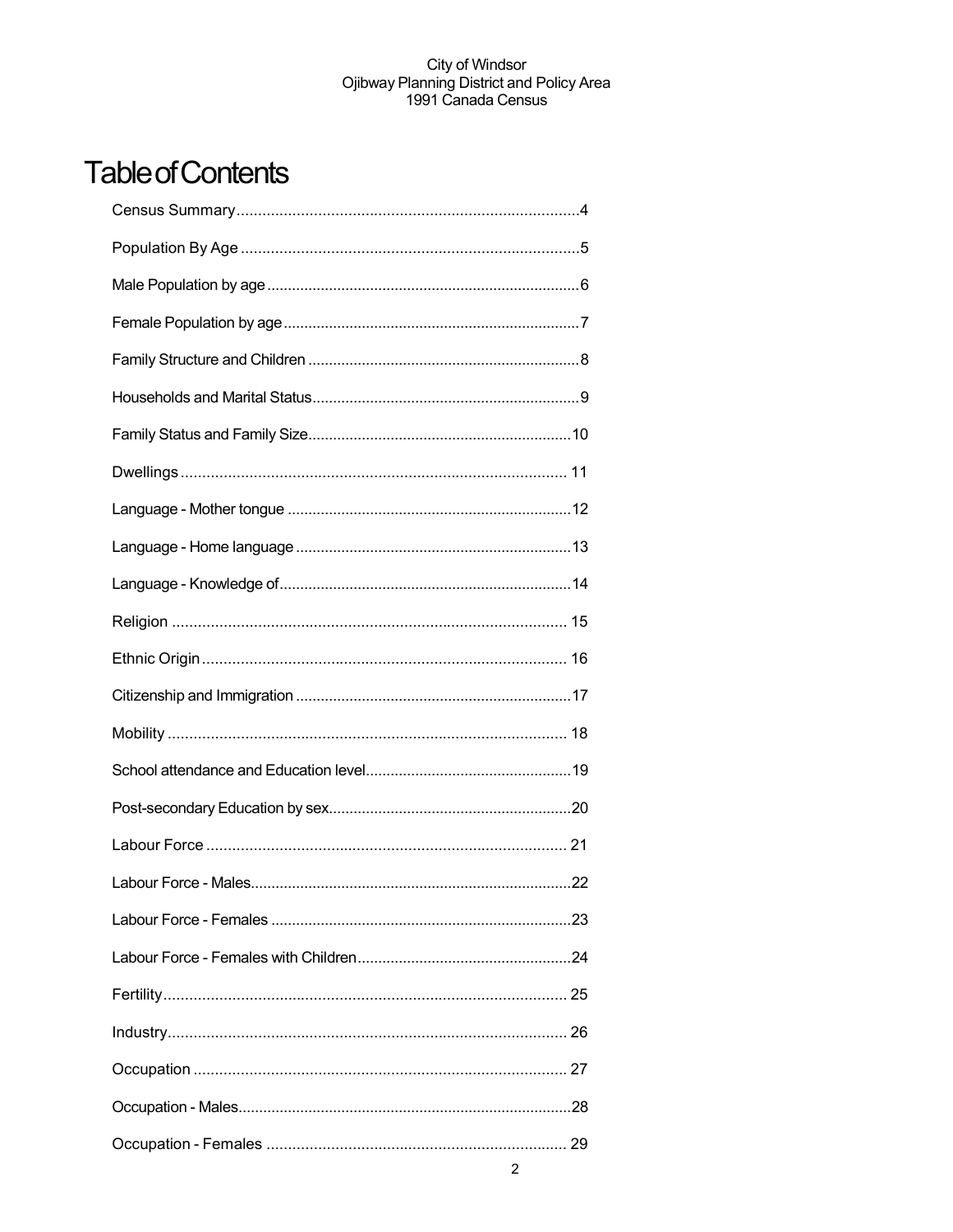# Table of Contents

| | |
|---|---|
| Census Summary | 4 |
| Population By Age | 5 |
| Male Population by age | 6 |
| Female Population by age | 7 |
| Family Structure and Children | 8 |
| Households and Marital Status | 9 |
| Family Status and Family Size | 10 |
| Dwellings | 11 |
| Language - Mother tongue | 12 |
| Language - Home language | 13 |
| Language - Knowledge of | 14 |
| Religion | 15 |
| Ethnic Origin | 16 |
| Citizenship and Immigration | 17 |
| Mobility | 18 |
| School attendance and Education level | 19 |
| Post-secondary Education by sex | 20 |
| Labour Force | 21 |
| Labour Force - Males | 22 |
| Labour Force - Females | 23 |
| Labour Force - Females with Children | 24 |
| Fertility | 25 |
| Industry | 26 |
| Occupation | 27 |
| Occupation - Males | 28 |
| Occupation - Females | 29 |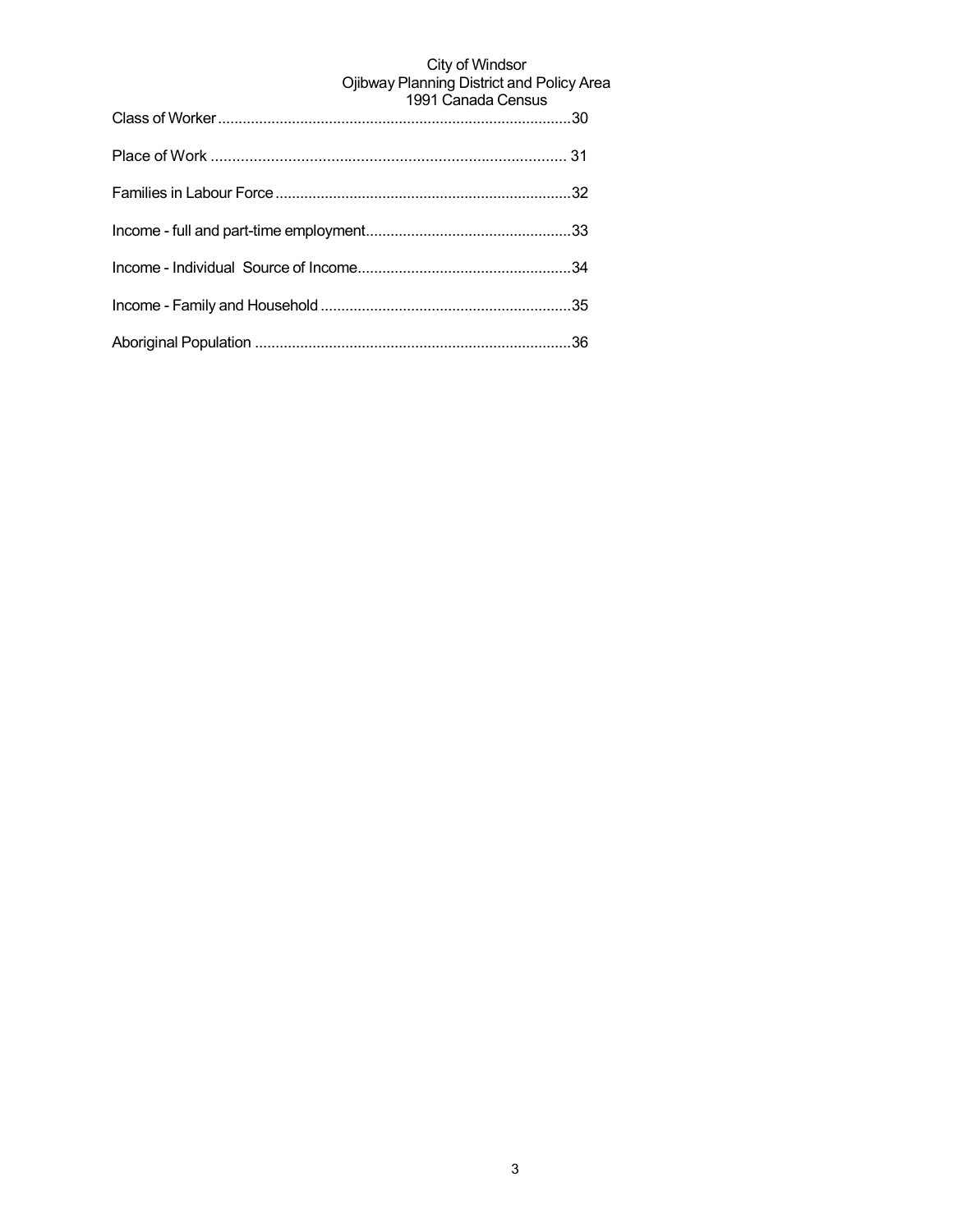Class of Worker....................................................................................30

Place of Work ................................................................................... 31

Families in Labour Force.......................................................................32

Income - full and part-time employment.................................................33

Income - Individual Source of Income....................................................34

Income - Family and Household ............................................................35

Aboriginal Population ............................................................................36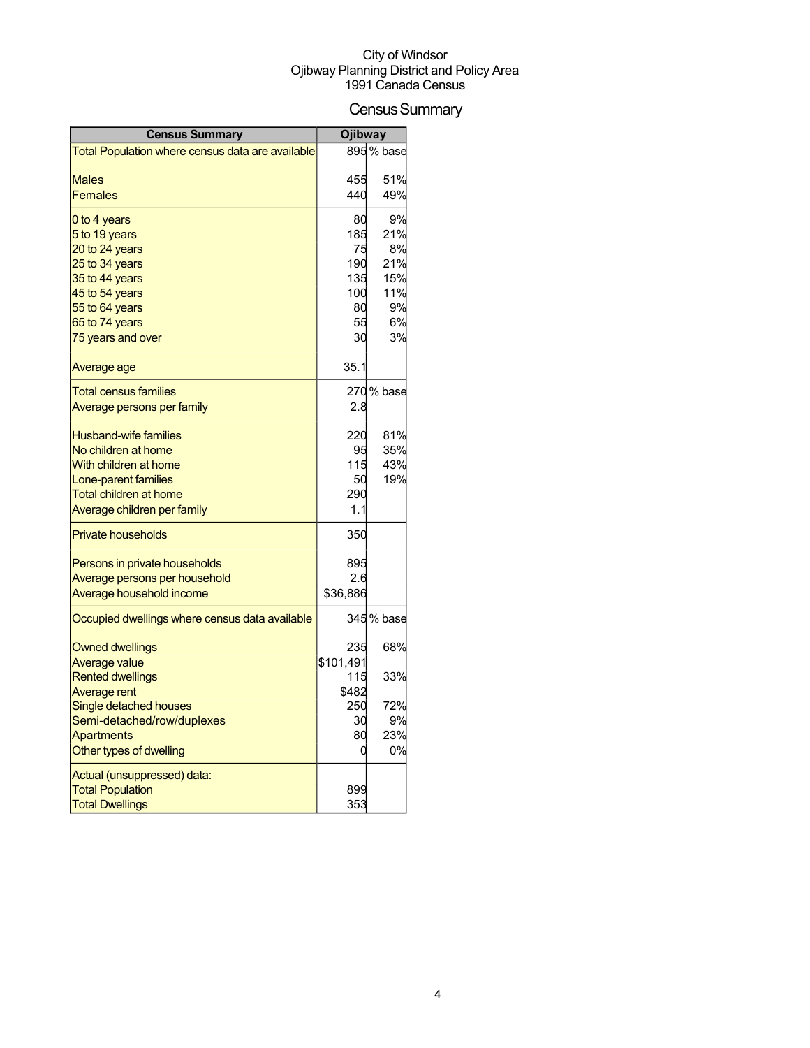City of Windsor
Ojibway Planning District and Policy Area
1991 Canada Census

# Census Summary

| Census Summary | Ojibway | |
|---|---|---|
| Total Population where census data are available | 895 | % base |
| Males | 455 | 51% |
| Females | 440 | 49% |
| 0 to 4 years | 80 | 9% |
| 5 to 19 years | 185 | 21% |
| 20 to 24 years | 75 | 8% |
| 25 to 34 years | 190 | 21% |
| 35 to 44 years | 135 | 15% |
| 45 to 54 years | 100 | 11% |
| 55 to 64 years | 80 | 9% |
| 65 to 74 years | 55 | 6% |
| 75 years and over | 30 | 3% |
| Average age | 35.1 | |
| Total census families | 270 | % base |
| Average persons per family | 2.8 | |
| Husband-wife families | 220 | 81% |
| No children at home | 95 | 35% |
| With children at home | 115 | 43% |
| Lone-parent families | 50 | 19% |
| Total children at home | 290 | |
| Average children per family | 1.1 | |
| Private households | 350 | |
| Persons in private households | 895 | |
| Average persons per household | 2.6 | |
| Average household income | $36,886 | |
| Occupied dwellings where census data available | 345 | % base |
| Owned dwellings | 235 | 68% |
| Average value | $101,491 | |
| Rented dwellings | 115 | 33% |
| Average rent | $482 | |
| Single detached houses | 250 | 72% |
| Semi-detached/row/duplexes | 30 | 9% |
| Apartments | 80 | 23% |
| Other types of dwelling | 0 | 0% |
| Actual (unsuppressed) data: | | |
| Total Population | 899 | |
| Total Dwellings | 353 | |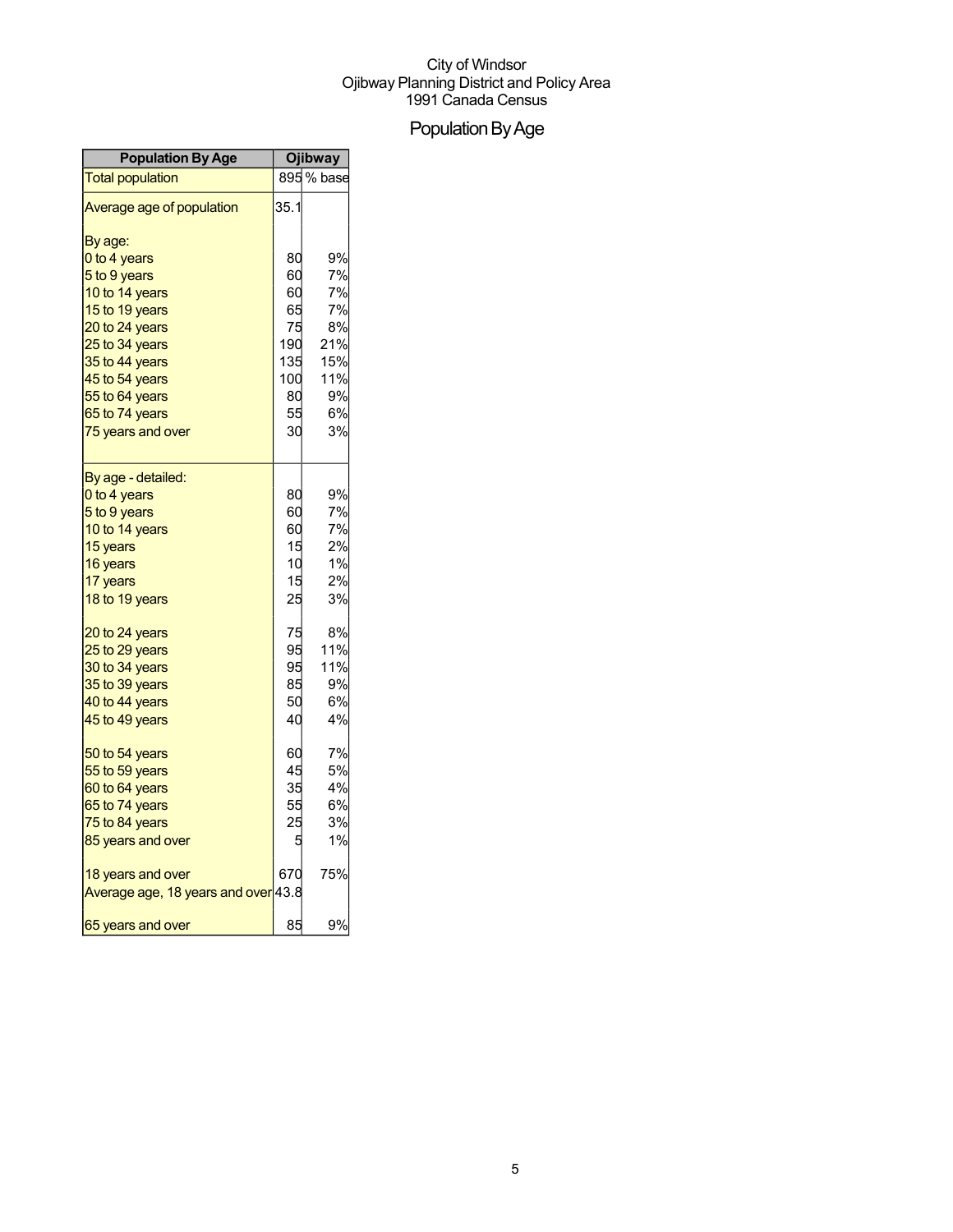City of Windsor
Ojibway Planning District and Policy Area
1991 Canada Census

# Population By Age

| Population By Age | Ojibway | |
|---|---|---|
| Total population | 895 | % base |
| Average age of population | 35.1 | |
| By age: | | |
| 0 to 4 years | 80 | 9% |
| 5 to 9 years | 60 | 7% |
| 10 to 14 years | 60 | 7% |
| 15 to 19 years | 65 | 7% |
| 20 to 24 years | 75 | 8% |
| 25 to 34 years | 190 | 21% |
| 35 to 44 years | 135 | 15% |
| 45 to 54 years | 100 | 11% |
| 55 to 64 years | 80 | 9% |
| 65 to 74 years | 55 | 6% |
| 75 years and over | 30 | 3% |
| By age - detailed: | | |
| 0 to 4 years | 80 | 9% |
| 5 to 9 years | 60 | 7% |
| 10 to 14 years | 60 | 7% |
| 15 years | 15 | 2% |
| 16 years | 10 | 1% |
| 17 years | 15 | 2% |
| 18 to 19 years | 25 | 3% |
| 20 to 24 years | 75 | 8% |
| 25 to 29 years | 95 | 11% |
| 30 to 34 years | 95 | 11% |
| 35 to 39 years | 85 | 9% |
| 40 to 44 years | 50 | 6% |
| 45 to 49 years | 40 | 4% |
| 50 to 54 years | 60 | 7% |
| 55 to 59 years | 45 | 5% |
| 60 to 64 years | 35 | 4% |
| 65 to 74 years | 55 | 6% |
| 75 to 84 years | 25 | 3% |
| 85 years and over | 5 | 1% |
| 18 years and over | 670 | 75% |
| Average age, 18 years and over | 43.8 | |
| 65 years and over | 85 | 9% |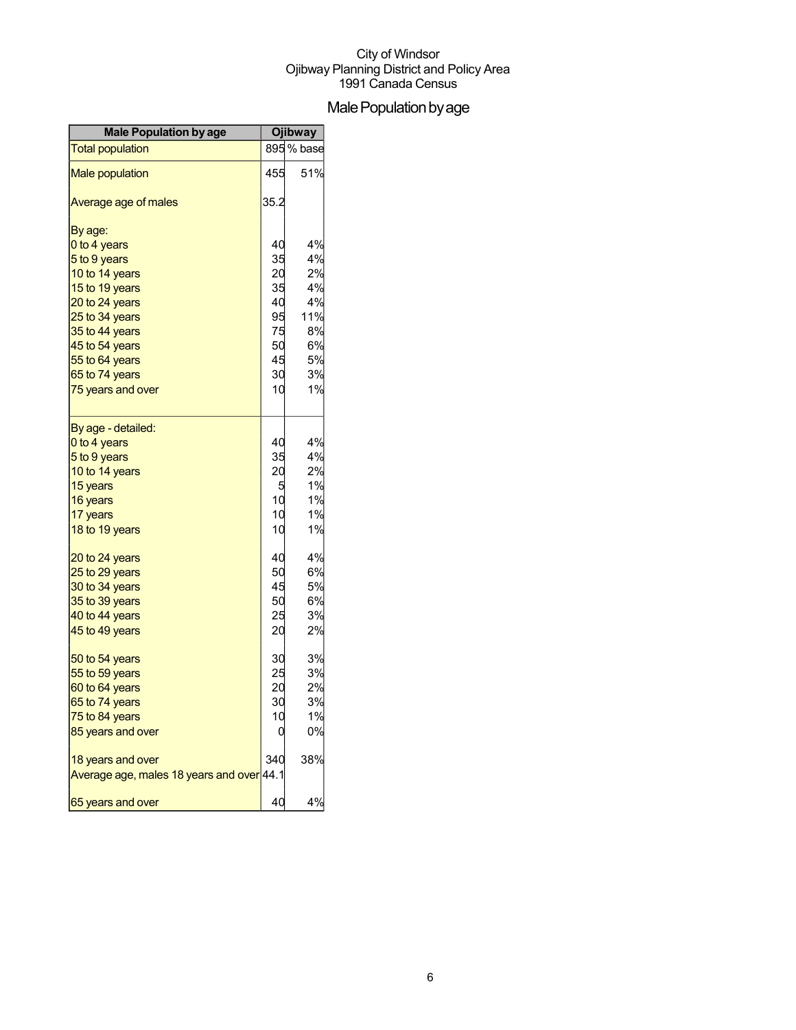City of Windsor
Ojibway Planning District and Policy Area
1991 Canada Census

# Male Population by age

| Male Population by age | Ojibway | |
|---|---|---|
| Total population | 895 | % base |
| Male population | 455 | 51% |
| Average age of males | 35.2 | |
| By age: | | |
| 0 to 4 years | 40 | 4% |
| 5 to 9 years | 35 | 4% |
| 10 to 14 years | 20 | 2% |
| 15 to 19 years | 35 | 4% |
| 20 to 24 years | 40 | 4% |
| 25 to 34 years | 95 | 11% |
| 35 to 44 years | 75 | 8% |
| 45 to 54 years | 50 | 6% |
| 55 to 64 years | 45 | 5% |
| 65 to 74 years | 30 | 3% |
| 75 years and over | 10 | 1% |
| By age - detailed: | | |
| 0 to 4 years | 40 | 4% |
| 5 to 9 years | 35 | 4% |
| 10 to 14 years | 20 | 2% |
| 15 years | 5 | 1% |
| 16 years | 10 | 1% |
| 17 years | 10 | 1% |
| 18 to 19 years | 10 | 1% |
| 20 to 24 years | 40 | 4% |
| 25 to 29 years | 50 | 6% |
| 30 to 34 years | 45 | 5% |
| 35 to 39 years | 50 | 6% |
| 40 to 44 years | 25 | 3% |
| 45 to 49 years | 20 | 2% |
| 50 to 54 years | 30 | 3% |
| 55 to 59 years | 25 | 3% |
| 60 to 64 years | 20 | 2% |
| 65 to 74 years | 30 | 3% |
| 75 to 84 years | 10 | 1% |
| 85 years and over | 0 | 0% |
| 18 years and over | 340 | 38% |
| Average age, males 18 years and over | 44.1 | |
| 65 years and over | 40 | 4% |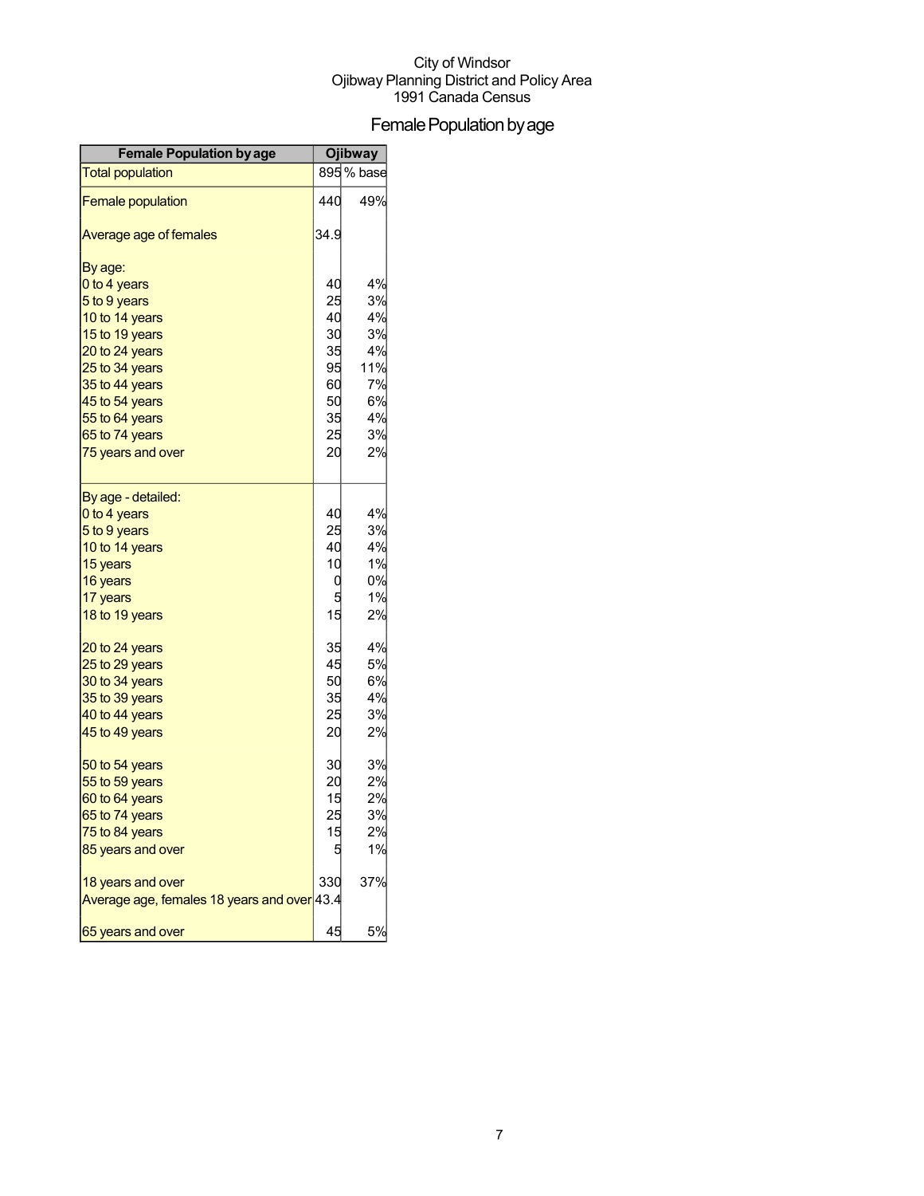City of Windsor
Ojibway Planning District and Policy Area
1991 Canada Census

# Female Population by age

| Female Population by age | Ojibway | |
|---|---|---|
| Total population | 895 | % base |
| Female population | 440 | 49% |
| Average age of females | 34.9 | |
| By age: | | |
| 0 to 4 years | 40 | 4% |
| 5 to 9 years | 25 | 3% |
| 10 to 14 years | 40 | 4% |
| 15 to 19 years | 30 | 3% |
| 20 to 24 years | 35 | 4% |
| 25 to 34 years | 95 | 11% |
| 35 to 44 years | 60 | 7% |
| 45 to 54 years | 50 | 6% |
| 55 to 64 years | 35 | 4% |
| 65 to 74 years | 25 | 3% |
| 75 years and over | 20 | 2% |
| By age - detailed: | | |
| 0 to 4 years | 40 | 4% |
| 5 to 9 years | 25 | 3% |
| 10 to 14 years | 40 | 4% |
| 15 years | 10 | 1% |
| 16 years | 0 | 0% |
| 17 years | 5 | 1% |
| 18 to 19 years | 15 | 2% |
| 20 to 24 years | 35 | 4% |
| 25 to 29 years | 45 | 5% |
| 30 to 34 years | 50 | 6% |
| 35 to 39 years | 35 | 4% |
| 40 to 44 years | 25 | 3% |
| 45 to 49 years | 20 | 2% |
| 50 to 54 years | 30 | 3% |
| 55 to 59 years | 20 | 2% |
| 60 to 64 years | 15 | 2% |
| 65 to 74 years | 25 | 3% |
| 75 to 84 years | 15 | 2% |
| 85 years and over | 5 | 1% |
| 18 years and over | 330 | 37% |
| Average age, females 18 years and over | 43.4 | |
| 65 years and over | 45 | 5% |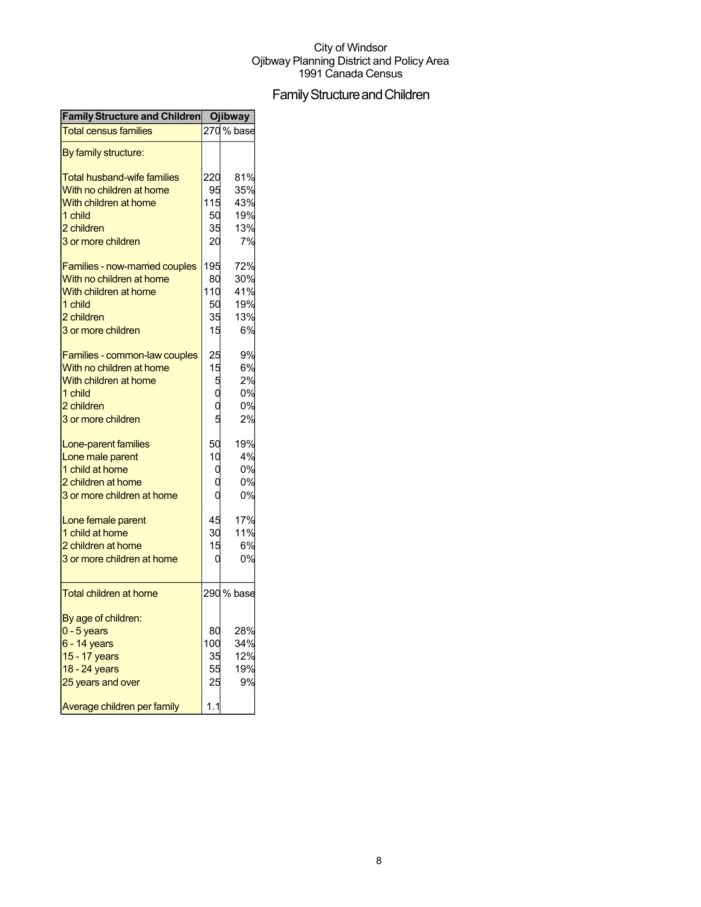City of Windsor
Ojibway Planning District and Policy Area
1991 Canada Census

# Family Structure and Children

| Family Structure and Children | Ojibway | |
|---|---|---|
| Total census families | 270 | % base |
| By family structure: | | |
| Total husband-wife families | 220 | 81% |
| With no children at home | 95 | 35% |
| With children at home | 115 | 43% |
| 1 child | 50 | 19% |
| 2 children | 35 | 13% |
| 3 or more children | 20 | 7% |
| Families - now-married couples | 195 | 72% |
| With no children at home | 80 | 30% |
| With children at home | 110 | 41% |
| 1 child | 50 | 19% |
| 2 children | 35 | 13% |
| 3 or more children | 15 | 6% |
| Families - common-law couples | 25 | 9% |
| With no children at home | 15 | 6% |
| With children at home | 5 | 2% |
| 1 child | 0 | 0% |
| 2 children | 0 | 0% |
| 3 or more children | 5 | 2% |
| Lone-parent families | 50 | 19% |
| Lone male parent | 10 | 4% |
| 1 child at home | 0 | 0% |
| 2 children at home | 0 | 0% |
| 3 or more children at home | 0 | 0% |
| Lone female parent | 45 | 17% |
| 1 child at home | 30 | 11% |
| 2 children at home | 15 | 6% |
| 3 or more children at home | 0 | 0% |
| Total children at home | 290 | % base |
| By age of children: | | |
| 0 - 5 years | 80 | 28% |
| 6 - 14 years | 100 | 34% |
| 15 - 17 years | 35 | 12% |
| 18 - 24 years | 55 | 19% |
| 25 years and over | 25 | 9% |
| Average children per family | 1.1 | |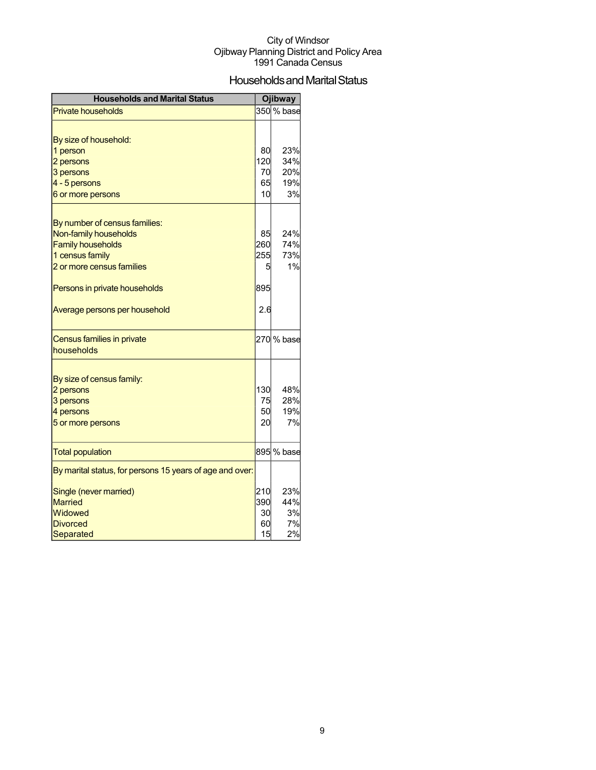City of Windsor
Ojibway Planning District and Policy Area
1991 Canada Census

# Households and Marital Status

| Households and Marital Status | Ojibway | |
|---|---|---|
| Private households | 350 | % base |
| | | |
| By size of household: | | |
| 1 person | 80 | 23% |
| 2 persons | 120 | 34% |
| 3 persons | 70 | 20% |
| 4 - 5 persons | 65 | 19% |
| 6 or more persons | 10 | 3% |
| | | |
| By number of census families: | | |
| Non-family households | 85 | 24% |
| Family households | 260 | 74% |
| 1 census family | 255 | 73% |
| 2 or more census families | 5 | 1% |
| | | |
| Persons in private households | 895 | |
| | | |
| Average persons per household | 2.6 | |
| | | |
| Census families in private households | 270 | % base |
| | | |
| By size of census family: | | |
| 2 persons | 130 | 48% |
| 3 persons | 75 | 28% |
| 4 persons | 50 | 19% |
| 5 or more persons | 20 | 7% |
| | | |
| Total population | 895 | % base |
| By marital status, for persons 15 years of age and over: | | |
| Single (never married) | 210 | 23% |
| Married | 390 | 44% |
| Widowed | 30 | 3% |
| Divorced | 60 | 7% |
| Separated | 15 | 2% |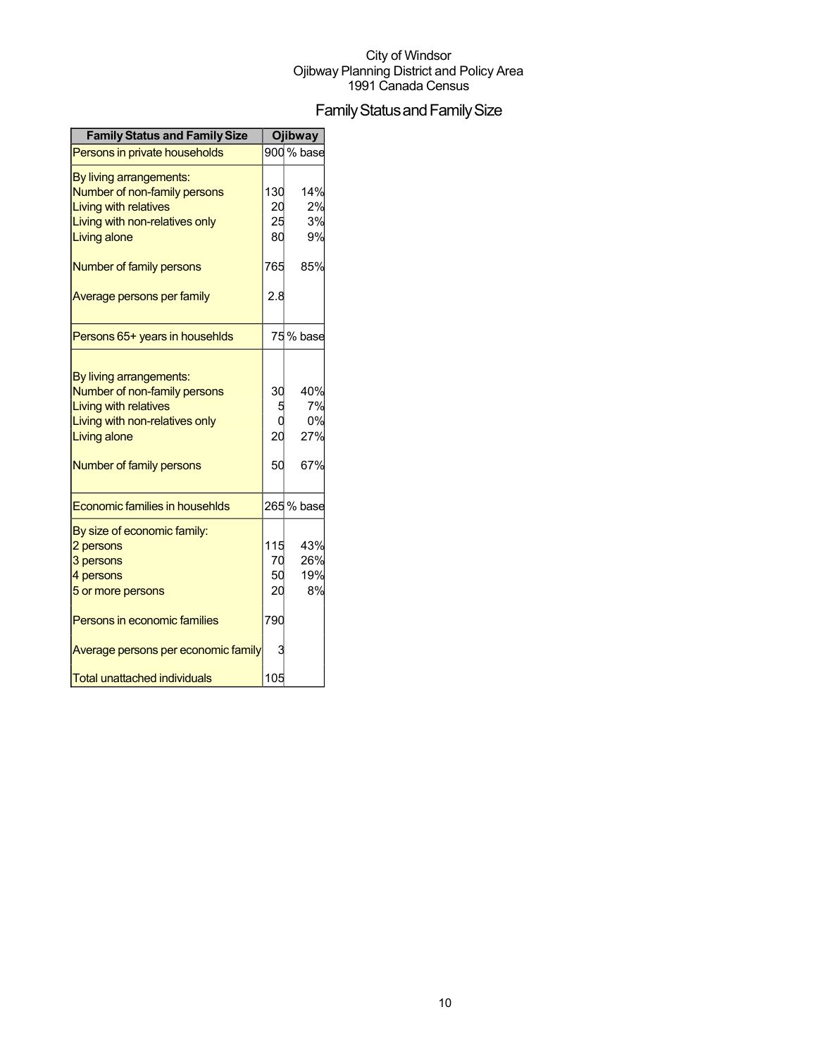City of Windsor
Ojibway Planning District and Policy Area
1991 Canada Census

# Family Status and Family Size

| Family Status and Family Size | Ojibway | |
|---|---|---|
| Persons in private households | 900 | % base |
| By living arrangements: | | |
| Number of non-family persons | 130 | 14% |
| Living with relatives | 20 | 2% |
| Living with non-relatives only | 25 | 3% |
| Living alone | 80 | 9% |
| Number of family persons | 765 | 85% |
| Average persons per family | 2.8 | |
| Persons 65+ years in househlds | 75 | % base |
| By living arrangements: | | |
| Number of non-family persons | 30 | 40% |
| Living with relatives | 5 | 7% |
| Living with non-relatives only | 0 | 0% |
| Living alone | 20 | 27% |
| Number of family persons | 50 | 67% |
| Economic families in househlds | 265 | % base |
| By size of economic family: | | |
| 2 persons | 115 | 43% |
| 3 persons | 70 | 26% |
| 4 persons | 50 | 19% |
| 5 or more persons | 20 | 8% |
| Persons in economic families | 790 | |
| Average persons per economic family | 3 | |
| Total unattached individuals | 105 | |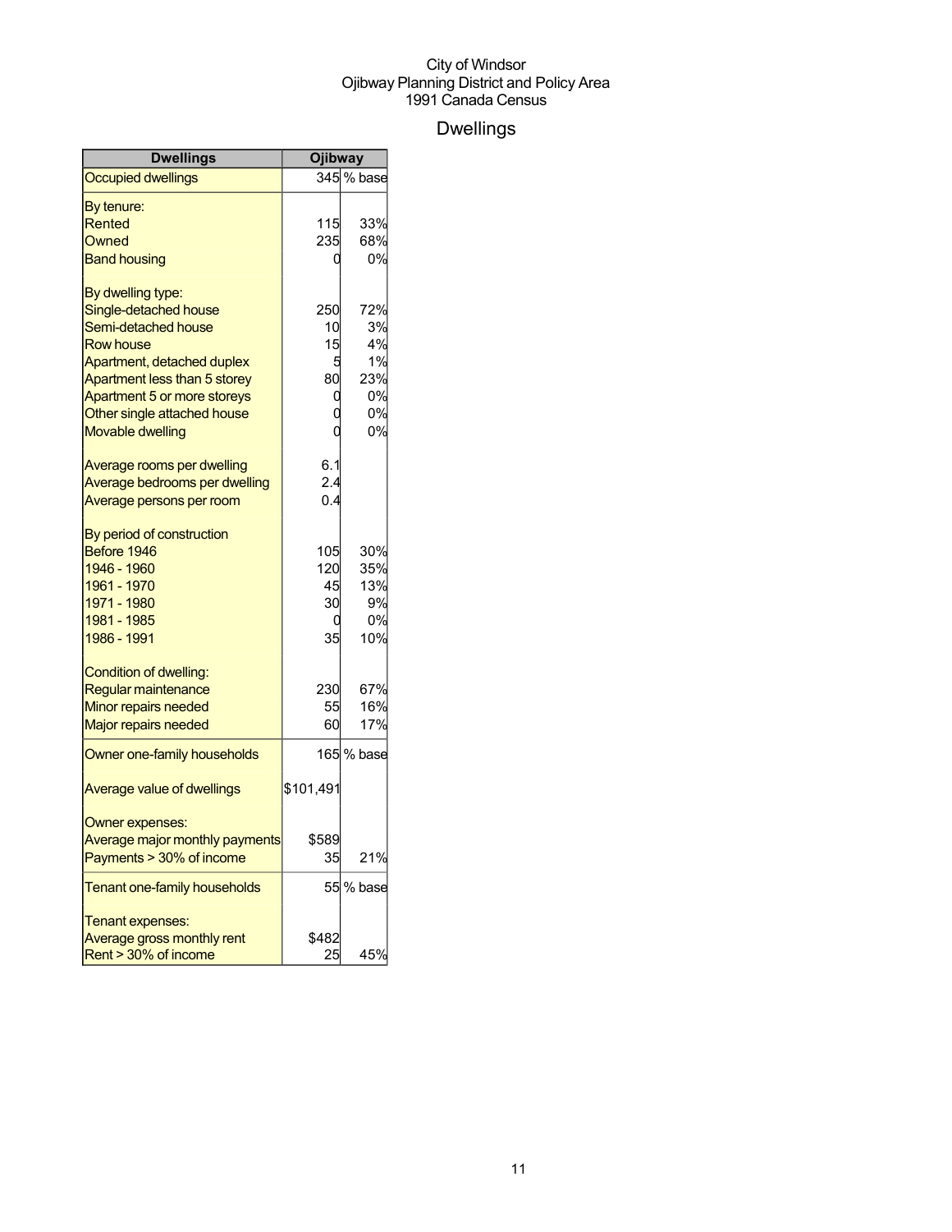City of Windsor
Ojibway Planning District and Policy Area
1991 Canada Census

# Dwellings

| Dwellings | Ojibway | |
|---|---|---|
| Occupied dwellings | 345 | % base |
| By tenure: | | |
| Rented | 115 | 33% |
| Owned | 235 | 68% |
| Band housing | 0 | 0% |
| By dwelling type: | | |
| Single-detached house | 250 | 72% |
| Semi-detached house | 10 | 3% |
| Row house | 15 | 4% |
| Apartment, detached duplex | 5 | 1% |
| Apartment less than 5 storey | 80 | 23% |
| Apartment 5 or more storeys | 0 | 0% |
| Other single attached house | 0 | 0% |
| Movable dwelling | 0 | 0% |
| Average rooms per dwelling | 6.1 | |
| Average bedrooms per dwelling | 2.4 | |
| Average persons per room | 0.4 | |
| By period of construction | | |
| Before 1946 | 105 | 30% |
| 1946 - 1960 | 120 | 35% |
| 1961 - 1970 | 45 | 13% |
| 1971 - 1980 | 30 | 9% |
| 1981 - 1985 | 0 | 0% |
| 1986 - 1991 | 35 | 10% |
| Condition of dwelling: | | |
| Regular maintenance | 230 | 67% |
| Minor repairs needed | 55 | 16% |
| Major repairs needed | 60 | 17% |
| Owner one-family households | 165 | % base |
| Average value of dwellings | $101,491 | |
| Owner expenses: | | |
| Average major monthly payments | $589 | |
| Payments > 30% of income | 35 | 21% |
| Tenant one-family households | 55 | % base |
| Tenant expenses: | | |
| Average gross monthly rent | $482 | |
| Rent > 30% of income | 25 | 45% |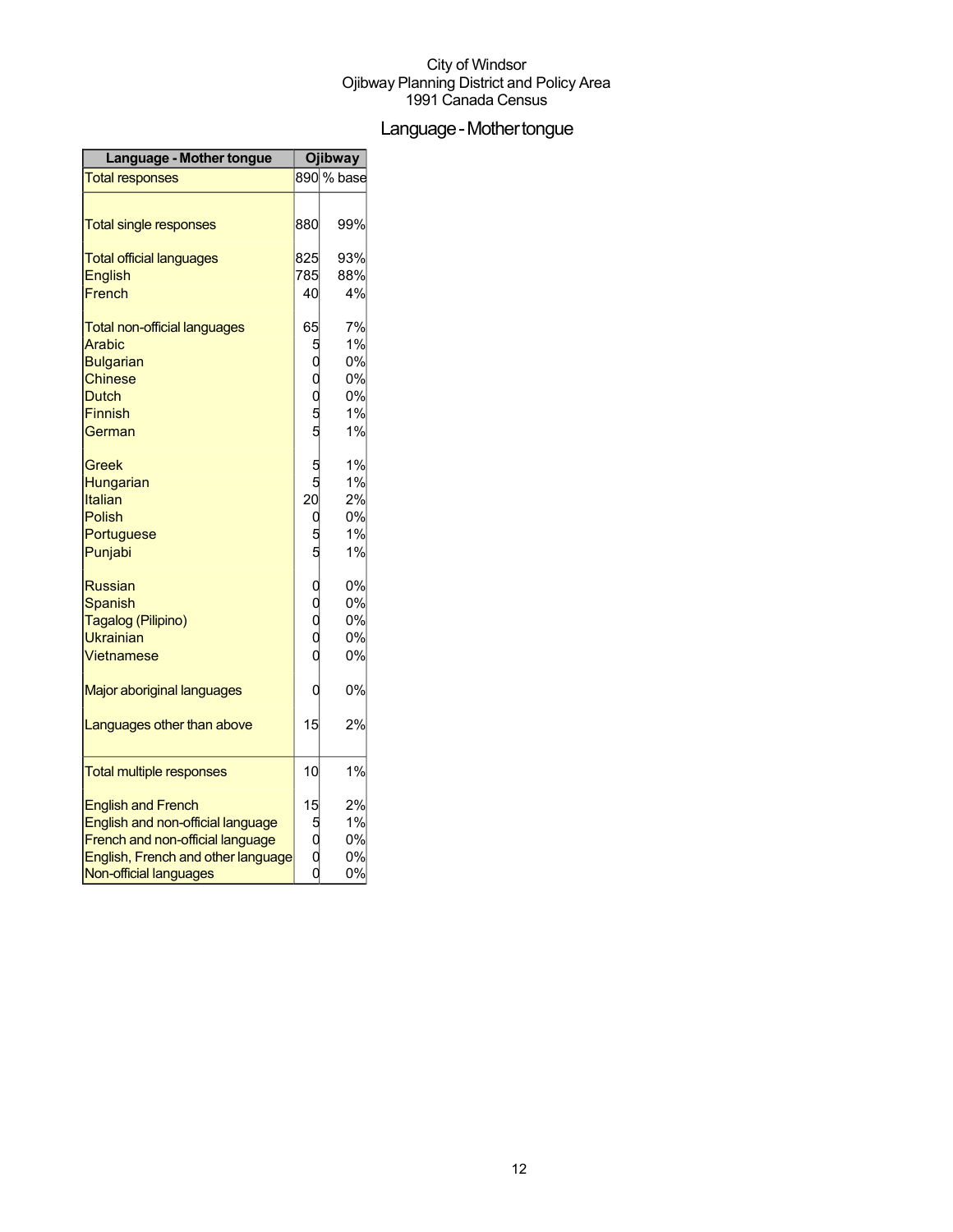City of Windsor
Ojibway Planning District and Policy Area
1991 Canada Census

# Language - Mother tongue

| Language - Mother tongue | Ojibway | |
|---|---|---|
| Total responses | 890 | % base |
| Total single responses | 880 | 99% |
| Total official languages | 825 | 93% |
| English | 785 | 88% |
| French | 40 | 4% |
| Total non-official languages | 65 | 7% |
| Arabic | 5 | 1% |
| Bulgarian | 0 | 0% |
| Chinese | 0 | 0% |
| Dutch | 0 | 0% |
| Finnish | 5 | 1% |
| German | 5 | 1% |
| Greek | 5 | 1% |
| Hungarian | 5 | 1% |
| Italian | 20 | 2% |
| Polish | 0 | 0% |
| Portuguese | 5 | 1% |
| Punjabi | 5 | 1% |
| Russian | 0 | 0% |
| Spanish | 0 | 0% |
| Tagalog (Pilipino) | 0 | 0% |
| Ukrainian | 0 | 0% |
| Vietnamese | 0 | 0% |
| Major aboriginal languages | 0 | 0% |
| Languages other than above | 15 | 2% |
| Total multiple responses | 10 | 1% |
| English and French | 15 | 2% |
| English and non-official language | 5 | 1% |
| French and non-official language | 0 | 0% |
| English, French and other language | 0 | 0% |
| Non-official languages | 0 | 0% |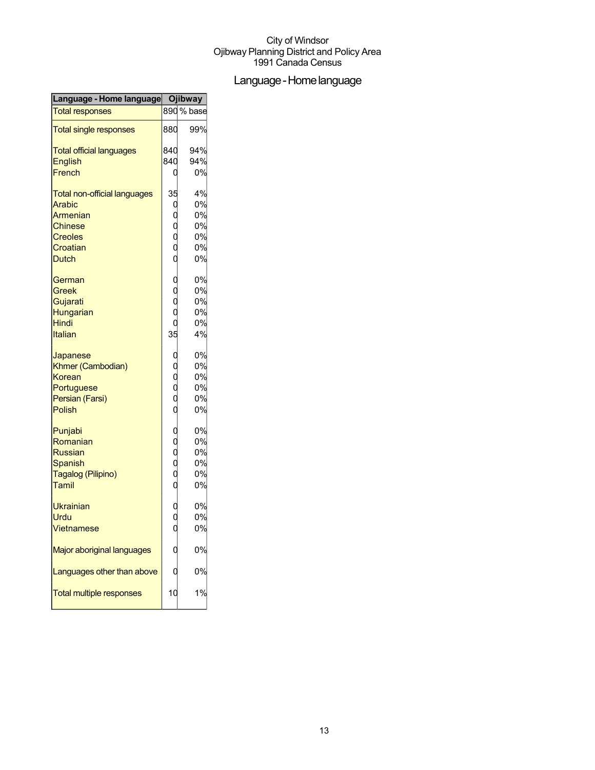City of Windsor
Ojibway Planning District and Policy Area
1991 Canada Census

# Language - Home language

| Language - Home language | Ojibway | |
|---|---|---|
| Total responses | 890 | % base |
| Total single responses | 880 | 99% |
| Total official languages | 840 | 94% |
| English | 840 | 94% |
| French | 0 | 0% |
| Total non-official languages | 35 | 4% |
| Arabic | 0 | 0% |
| Armenian | 0 | 0% |
| Chinese | 0 | 0% |
| Creoles | 0 | 0% |
| Croatian | 0 | 0% |
| Dutch | 0 | 0% |
| German | 0 | 0% |
| Greek | 0 | 0% |
| Gujarati | 0 | 0% |
| Hungarian | 0 | 0% |
| Hindi | 0 | 0% |
| Italian | 35 | 4% |
| Japanese | 0 | 0% |
| Khmer (Cambodian) | 0 | 0% |
| Korean | 0 | 0% |
| Portuguese | 0 | 0% |
| Persian (Farsi) | 0 | 0% |
| Polish | 0 | 0% |
| Punjabi | 0 | 0% |
| Romanian | 0 | 0% |
| Russian | 0 | 0% |
| Spanish | 0 | 0% |
| Tagalog (Pilipino) | 0 | 0% |
| Tamil | 0 | 0% |
| Ukrainian | 0 | 0% |
| Urdu | 0 | 0% |
| Vietnamese | 0 | 0% |
| Major aboriginal languages | 0 | 0% |
| Languages other than above | 0 | 0% |
| Total multiple responses | 10 | 1% |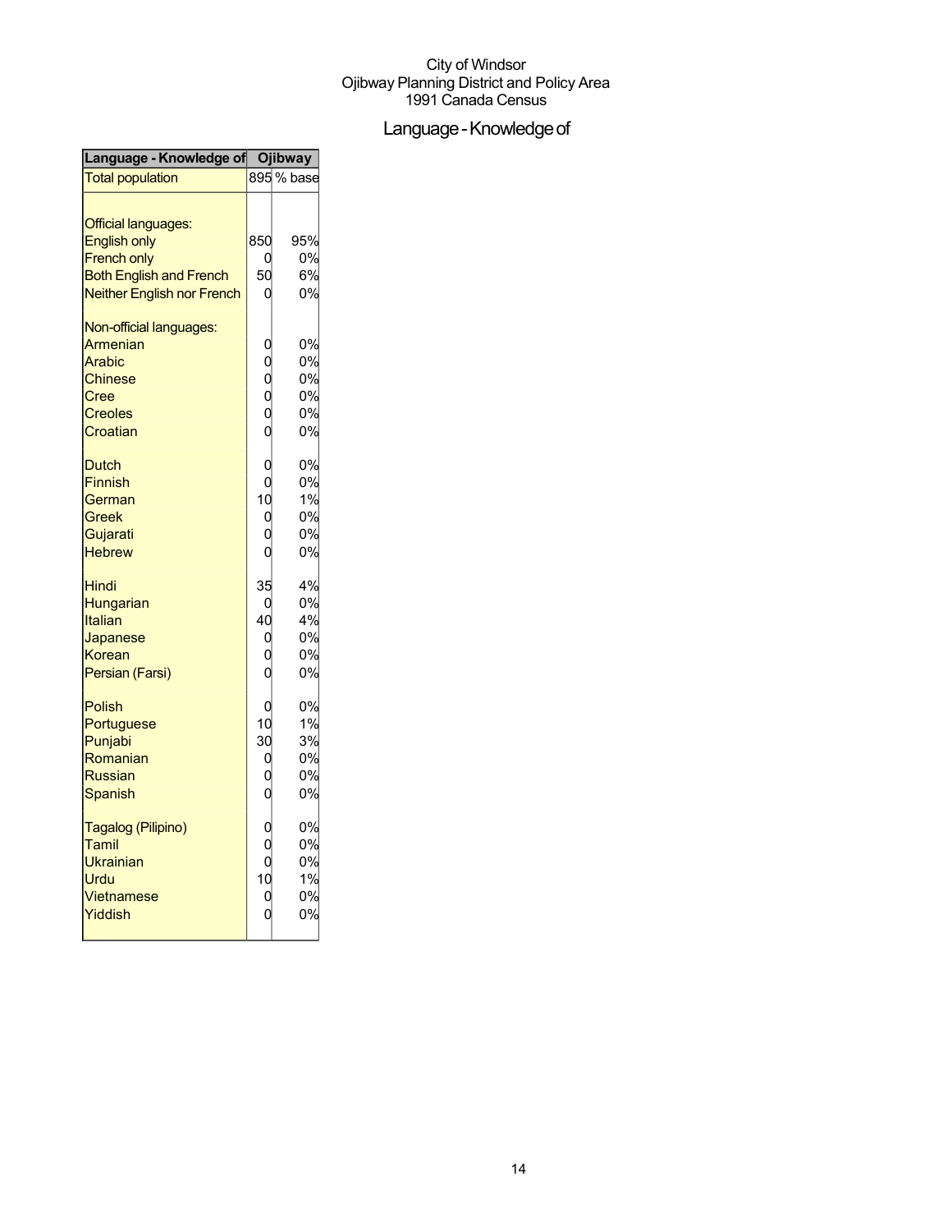City of Windsor
Ojibway Planning District and Policy Area
1991 Canada Census

# Language - Knowledge of

| Language - Knowledge of | Ojibway | |
|---|---|---|
| Total population | 895 | % base |
| | | |
| Official languages: | | |
| English only | 850 | 95% |
| French only | 0 | 0% |
| Both English and French | 50 | 6% |
| Neither English nor French | 0 | 0% |
| | | |
| Non-official languages: | | |
| Armenian | 0 | 0% |
| Arabic | 0 | 0% |
| Chinese | 0 | 0% |
| Cree | 0 | 0% |
| Creoles | 0 | 0% |
| Croatian | 0 | 0% |
| | | |
| Dutch | 0 | 0% |
| Finnish | 0 | 0% |
| German | 10 | 1% |
| Greek | 0 | 0% |
| Gujarati | 0 | 0% |
| Hebrew | 0 | 0% |
| | | |
| Hindi | 35 | 4% |
| Hungarian | 0 | 0% |
| Italian | 40 | 4% |
| Japanese | 0 | 0% |
| Korean | 0 | 0% |
| Persian (Farsi) | 0 | 0% |
| | | |
| Polish | 0 | 0% |
| Portuguese | 10 | 1% |
| Punjabi | 30 | 3% |
| Romanian | 0 | 0% |
| Russian | 0 | 0% |
| Spanish | 0 | 0% |
| | | |
| Tagalog (Pilipino) | 0 | 0% |
| Tamil | 0 | 0% |
| Ukrainian | 0 | 0% |
| Urdu | 10 | 1% |
| Vietnamese | 0 | 0% |
| Yiddish | 0 | 0% |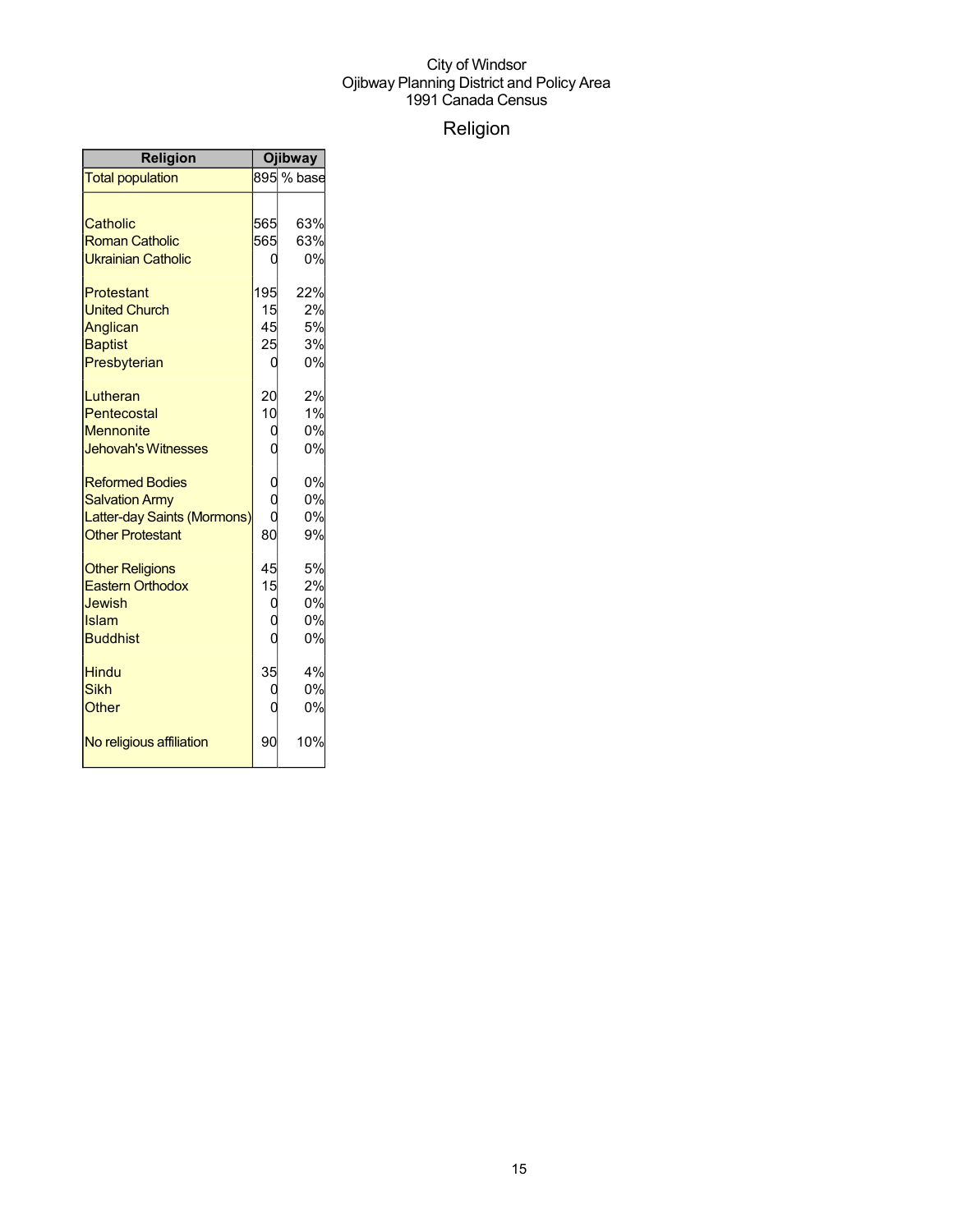City of Windsor
Ojibway Planning District and Policy Area
1991 Canada Census

# Religion

| Religion | Ojibway | |
|---|---|---|
| Total population | 895 | % base |
| | | |
| Catholic | 565 | 63% |
| Roman Catholic | 565 | 63% |
| Ukrainian Catholic | 0 | 0% |
| | | |
| Protestant | 195 | 22% |
| United Church | 15 | 2% |
| Anglican | 45 | 5% |
| Baptist | 25 | 3% |
| Presbyterian | 0 | 0% |
| | | |
| Lutheran | 20 | 2% |
| Pentecostal | 10 | 1% |
| Mennonite | 0 | 0% |
| Jehovah's Witnesses | 0 | 0% |
| | | |
| Reformed Bodies | 0 | 0% |
| Salvation Army | 0 | 0% |
| Latter-day Saints (Mormons) | 0 | 0% |
| Other Protestant | 80 | 9% |
| | | |
| Other Religions | 45 | 5% |
| Eastern Orthodox | 15 | 2% |
| Jewish | 0 | 0% |
| Islam | 0 | 0% |
| Buddhist | 0 | 0% |
| | | |
| Hindu | 35 | 4% |
| Sikh | 0 | 0% |
| Other | 0 | 0% |
| | | |
| No religious affiliation | 90 | 10% |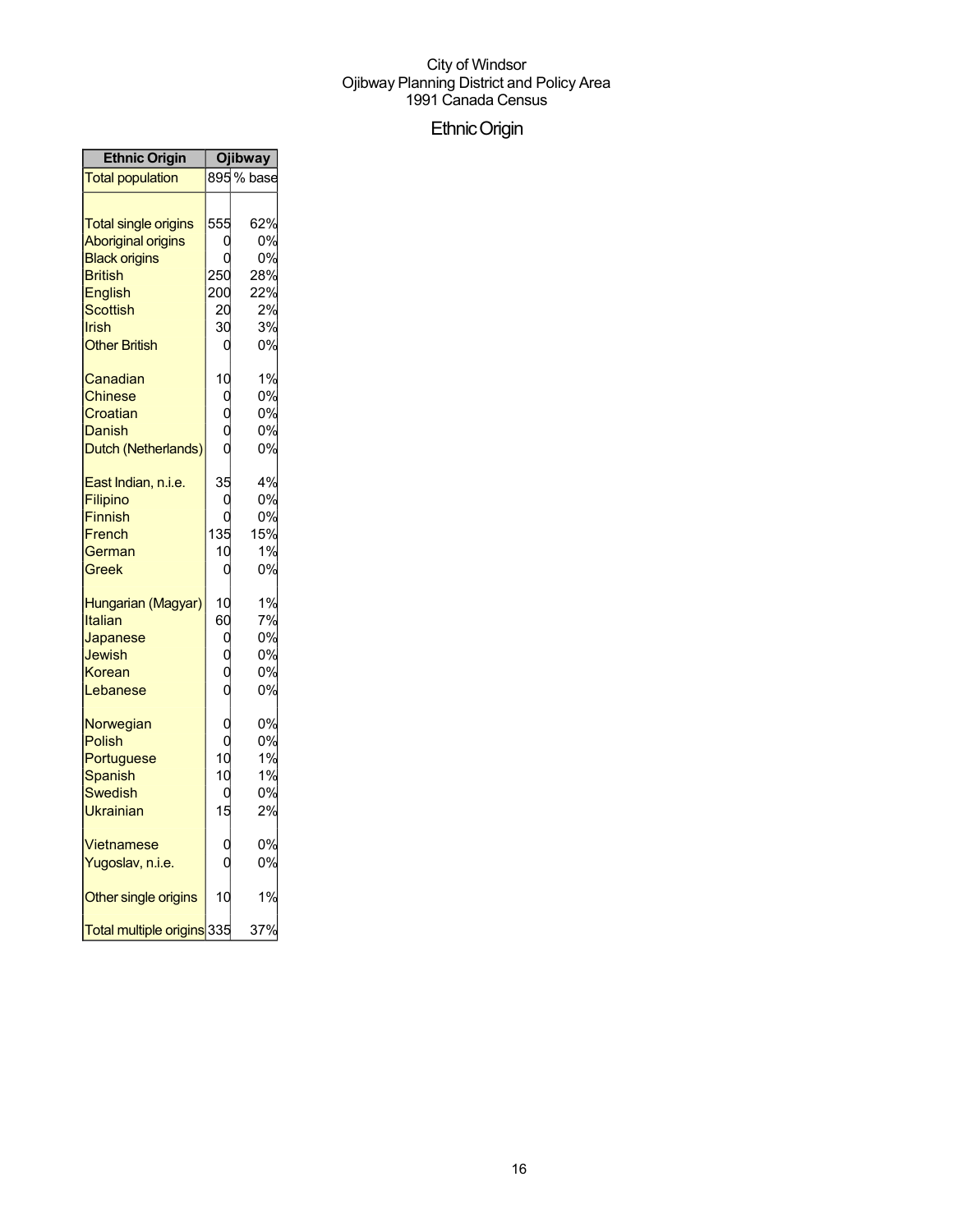City of Windsor
Ojibway Planning District and Policy Area
1991 Canada Census

# Ethnic Origin

| Ethnic Origin | Ojibway | |
|---|---|---|
| Total population | 895 | % base |
| | | |
| Total single origins | 555 | 62% |
| Aboriginal origins | 0 | 0% |
| Black origins | 0 | 0% |
| British | 250 | 28% |
| English | 200 | 22% |
| Scottish | 20 | 2% |
| Irish | 30 | 3% |
| Other British | 0 | 0% |
| | | |
| Canadian | 10 | 1% |
| Chinese | 0 | 0% |
| Croatian | 0 | 0% |
| Danish | 0 | 0% |
| Dutch (Netherlands) | 0 | 0% |
| | | |
| East Indian, n.i.e. | 35 | 4% |
| Filipino | 0 | 0% |
| Finnish | 0 | 0% |
| French | 135 | 15% |
| German | 10 | 1% |
| Greek | 0 | 0% |
| | | |
| Hungarian (Magyar) | 10 | 1% |
| Italian | 60 | 7% |
| Japanese | 0 | 0% |
| Jewish | 0 | 0% |
| Korean | 0 | 0% |
| Lebanese | 0 | 0% |
| | | |
| Norwegian | 0 | 0% |
| Polish | 0 | 0% |
| Portuguese | 10 | 1% |
| Spanish | 10 | 1% |
| Swedish | 0 | 0% |
| Ukrainian | 15 | 2% |
| | | |
| Vietnamese | 0 | 0% |
| Yugoslav, n.i.e. | 0 | 0% |
| | | |
| Other single origins | 10 | 1% |
| | | |
| Total multiple origins | 335 | 37% |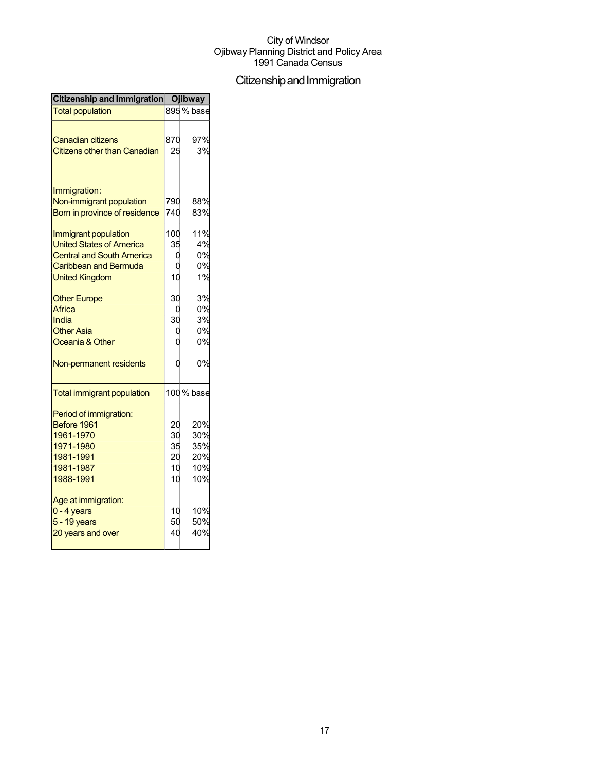City of Windsor
Ojibway Planning District and Policy Area
1991 Canada Census

# Citizenship and Immigration

| Citizenship and Immigration | Ojibway | |
|---|---|---|
| Total population | 895 | % base |
| Canadian citizens | 870 | 97% |
| Citizens other than Canadian | 25 | 3% |
| Immigration: | | |
| Non-immigrant population | 790 | 88% |
| Born in province of residence | 740 | 83% |
| Immigrant population | 100 | 11% |
| United States of America | 35 | 4% |
| Central and South America | 0 | 0% |
| Caribbean and Bermuda | 0 | 0% |
| United Kingdom | 10 | 1% |
| Other Europe | 30 | 3% |
| Africa | 0 | 0% |
| India | 30 | 3% |
| Other Asia | 0 | 0% |
| Oceania & Other | 0 | 0% |
| Non-permanent residents | 0 | 0% |
| Total immigrant population | 100 | % base |
| Period of immigration: | | |
| Before 1961 | 20 | 20% |
| 1961-1970 | 30 | 30% |
| 1971-1980 | 35 | 35% |
| 1981-1991 | 20 | 20% |
| 1981-1987 | 10 | 10% |
| 1988-1991 | 10 | 10% |
| Age at immigration: | | |
| 0 - 4 years | 10 | 10% |
| 5 - 19 years | 50 | 50% |
| 20 years and over | 40 | 40% |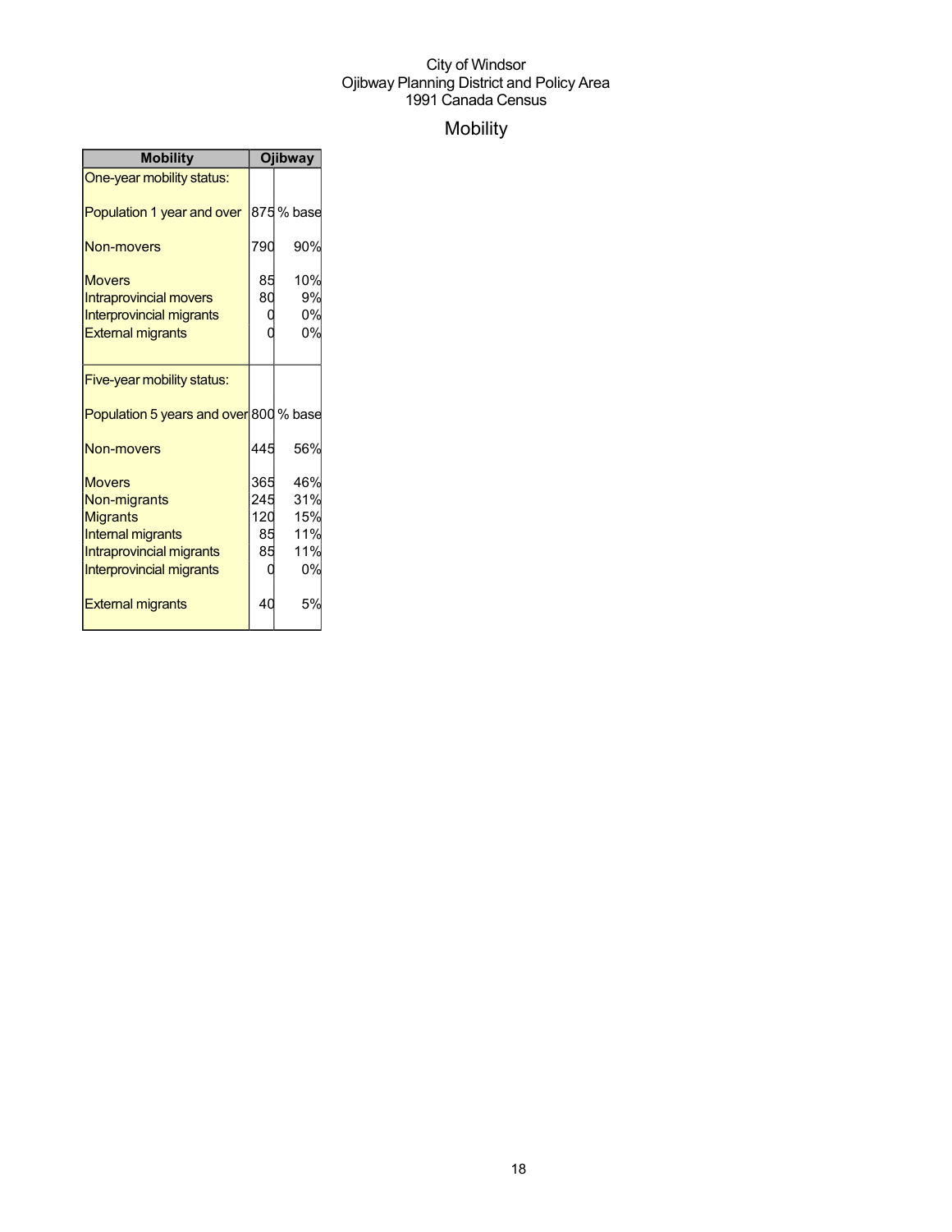City of Windsor
Ojibway Planning District and Policy Area
1991 Canada Census

# Mobility

| Mobility | Ojibway | |
|---|---|---|
| One-year mobility status: | | |
| Population 1 year and over | 875 | % base |
| Non-movers | 790 | 90% |
| Movers | 85 | 10% |
| Intraprovincial movers | 80 | 9% |
| Interprovincial migrants | 0 | 0% |
| External migrants | 0 | 0% |
| Five-year mobility status: | | |
| Population 5 years and over | 800 | % base |
| Non-movers | 445 | 56% |
| Movers | 365 | 46% |
| Non-migrants | 245 | 31% |
| Migrants | 120 | 15% |
| Internal migrants | 85 | 11% |
| Intraprovincial migrants | 85 | 11% |
| Interprovincial migrants | 0 | 0% |
| External migrants | 40 | 5% |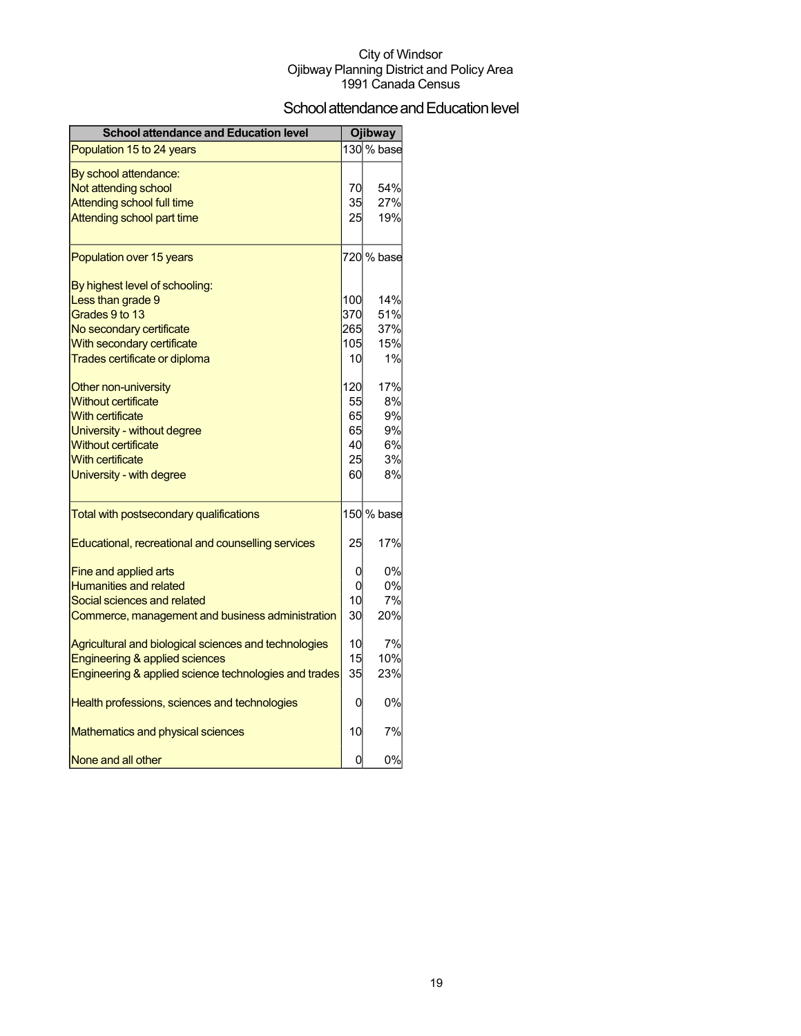City of Windsor
Ojibway Planning District and Policy Area
1991 Canada Census

## School attendance and Education level

| School attendance and Education level | Ojibway | |
|---|---|---|
| Population 15 to 24 years | 130 | % base |
| By school attendance: | | |
| Not attending school | 70 | 54% |
| Attending school full time | 35 | 27% |
| Attending school part time | 25 | 19% |
| Population over 15 years | 720 | % base |
| By highest level of schooling: | | |
| Less than grade 9 | 100 | 14% |
| Grades 9 to 13 | 370 | 51% |
| No secondary certificate | 265 | 37% |
| With secondary certificate | 105 | 15% |
| Trades certificate or diploma | 10 | 1% |
| Other non-university | 120 | 17% |
| Without certificate | 55 | 8% |
| With certificate | 65 | 9% |
| University - without degree | 65 | 9% |
| Without certificate | 40 | 6% |
| With certificate | 25 | 3% |
| University - with degree | 60 | 8% |
| Total with postsecondary qualifications | 150 | % base |
| Educational, recreational and counselling services | 25 | 17% |
| Fine and applied arts | 0 | 0% |
| Humanities and related | 0 | 0% |
| Social sciences and related | 10 | 7% |
| Commerce, management and business administration | 30 | 20% |
| Agricultural and biological sciences and technologies | 10 | 7% |
| Engineering & applied sciences | 15 | 10% |
| Engineering & applied science technologies and trades | 35 | 23% |
| Health professions, sciences and technologies | 0 | 0% |
| Mathematics and physical sciences | 10 | 7% |
| None and all other | 0 | 0% |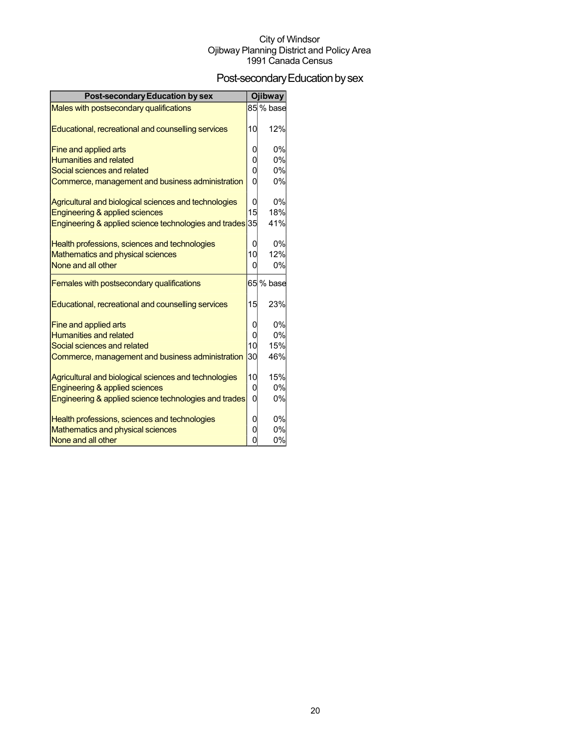City of Windsor
Ojibway Planning District and Policy Area
1991 Canada Census

# Post-secondary Education by sex

| Post-secondary Education by sex | Ojibway | |
|---|---|---|
| Males with postsecondary qualifications | 85 | % base |
| Educational, recreational and counselling services | 10 | 12% |
| Fine and applied arts | 0 | 0% |
| Humanities and related | 0 | 0% |
| Social sciences and related | 0 | 0% |
| Commerce, management and business administration | 0 | 0% |
| Agricultural and biological sciences and technologies | 0 | 0% |
| Engineering & applied sciences | 15 | 18% |
| Engineering & applied science technologies and trades | 35 | 41% |
| Health professions, sciences and technologies | 0 | 0% |
| Mathematics and physical sciences | 10 | 12% |
| None and all other | 0 | 0% |
| Females with postsecondary qualifications | 65 | % base |
| Educational, recreational and counselling services | 15 | 23% |
| Fine and applied arts | 0 | 0% |
| Humanities and related | 0 | 0% |
| Social sciences and related | 10 | 15% |
| Commerce, management and business administration | 30 | 46% |
| Agricultural and biological sciences and technologies | 10 | 15% |
| Engineering & applied sciences | 0 | 0% |
| Engineering & applied science technologies and trades | 0 | 0% |
| Health professions, sciences and technologies | 0 | 0% |
| Mathematics and physical sciences | 0 | 0% |
| None and all other | 0 | 0% |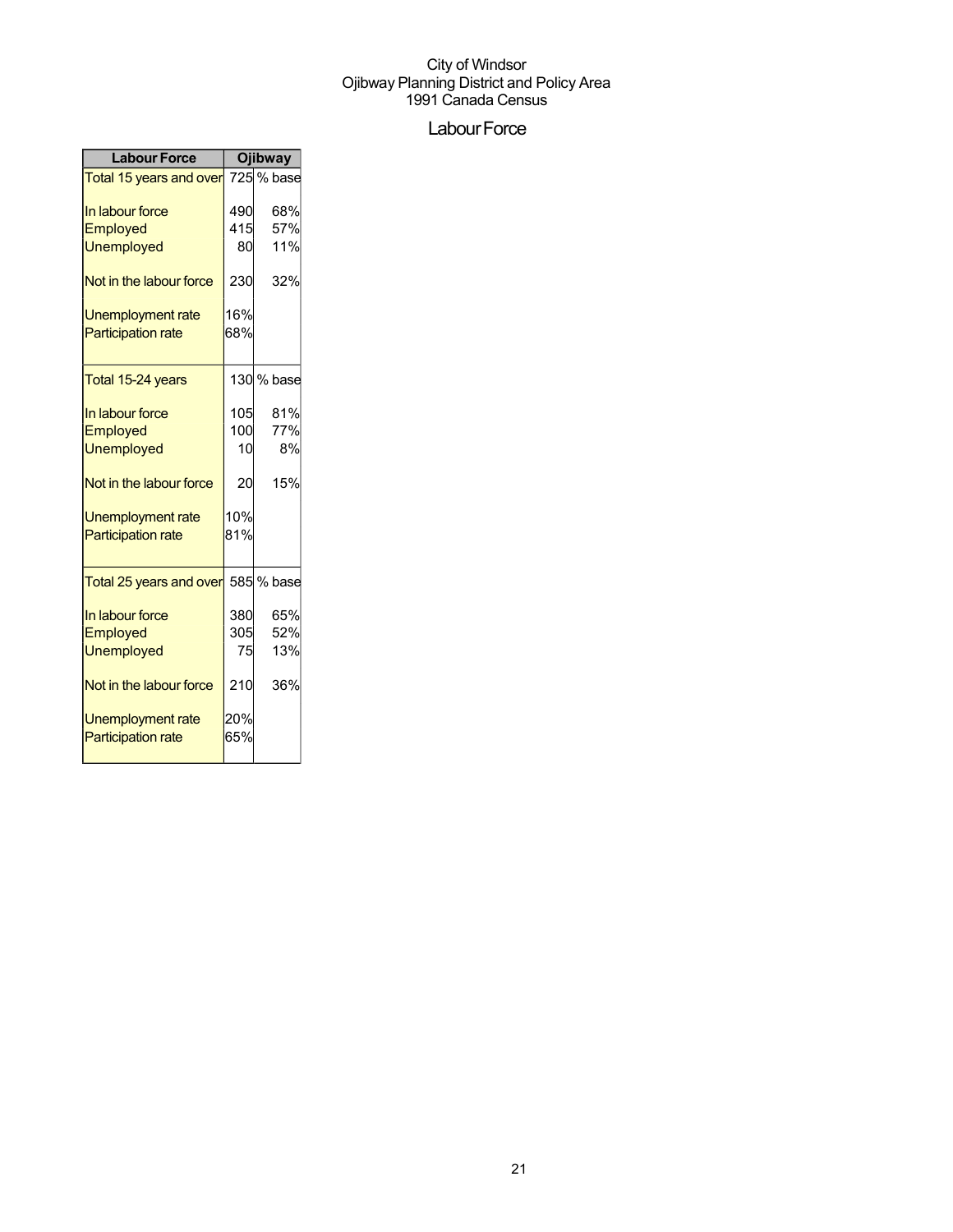City of Windsor
Ojibway Planning District and Policy Area
1991 Canada Census

# Labour Force

| Labour Force | Ojibway | |
|---|---|---|
| Total 15 years and over | 725 | % base |
| In labour force | 490 | 68% |
| Employed | 415 | 57% |
| Unemployed | 80 | 11% |
| Not in the labour force | 230 | 32% |
| Unemployment rate | 16% | |
| Participation rate | 68% | |
| Total 15-24 years | 130 | % base |
| In labour force | 105 | 81% |
| Employed | 100 | 77% |
| Unemployed | 10 | 8% |
| Not in the labour force | 20 | 15% |
| Unemployment rate | 10% | |
| Participation rate | 81% | |
| Total 25 years and over | 585 | % base |
| In labour force | 380 | 65% |
| Employed | 305 | 52% |
| Unemployed | 75 | 13% |
| Not in the labour force | 210 | 36% |
| Unemployment rate | 20% | |
| Participation rate | 65% | |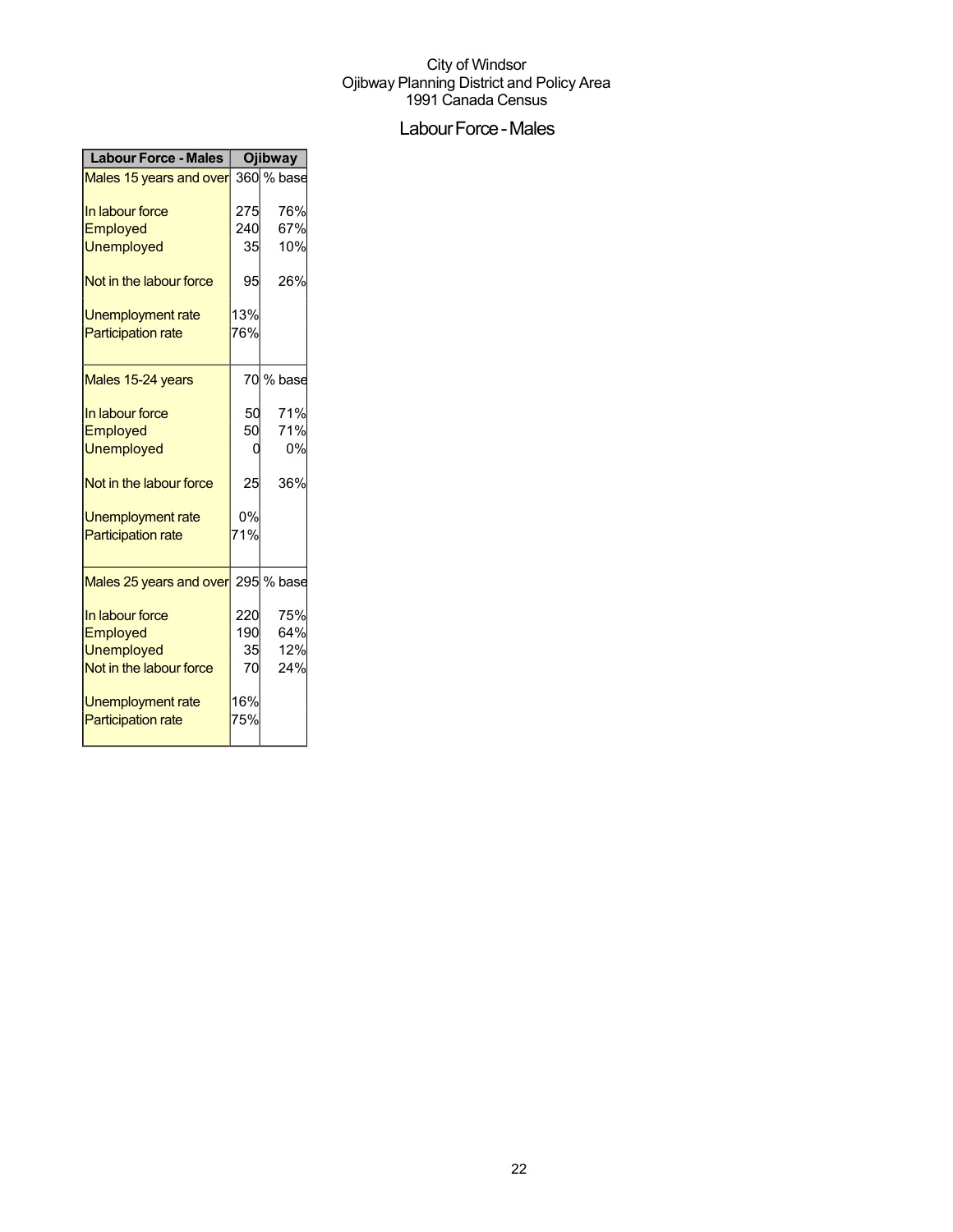City of Windsor
Ojibway Planning District and Policy Area
1991 Canada Census

# Labour Force - Males

| Labour Force - Males | Ojibway | |
|---|---|---|
| Males 15 years and over | 360 | % base |
| In labour force | 275 | 76% |
| Employed | 240 | 67% |
| Unemployed | 35 | 10% |
| Not in the labour force | 95 | 26% |
| Unemployment rate | 13% | |
| Participation rate | 76% | |
| Males 15-24 years | 70 | % base |
| In labour force | 50 | 71% |
| Employed | 50 | 71% |
| Unemployed | 0 | 0% |
| Not in the labour force | 25 | 36% |
| Unemployment rate | 0% | |
| Participation rate | 71% | |
| Males 25 years and over | 295 | % base |
| In labour force | 220 | 75% |
| Employed | 190 | 64% |
| Unemployed | 35 | 12% |
| Not in the labour force | 70 | 24% |
| Unemployment rate | 16% | |
| Participation rate | 75% | |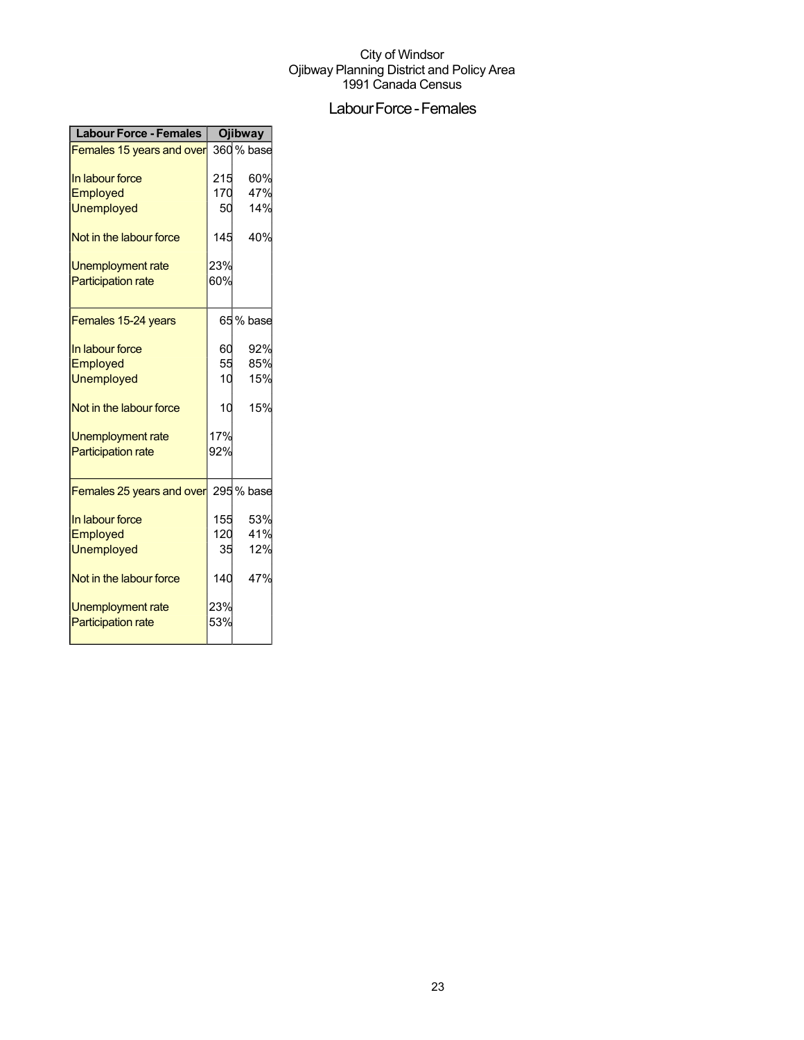City of Windsor
Ojibway Planning District and Policy Area
1991 Canada Census

# Labour Force - Females

| Labour Force - Females | Ojibway | |
|---|---|---|
| Females 15 years and over | 360 | % base |
| In labour force | 215 | 60% |
| Employed | 170 | 47% |
| Unemployed | 50 | 14% |
| Not in the labour force | 145 | 40% |
| Unemployment rate | 23% | |
| Participation rate | 60% | |
| Females 15-24 years | 65 | % base |
| In labour force | 60 | 92% |
| Employed | 55 | 85% |
| Unemployed | 10 | 15% |
| Not in the labour force | 10 | 15% |
| Unemployment rate | 17% | |
| Participation rate | 92% | |
| Females 25 years and over | 295 | % base |
| In labour force | 155 | 53% |
| Employed | 120 | 41% |
| Unemployed | 35 | 12% |
| Not in the labour force | 140 | 47% |
| Unemployment rate | 23% | |
| Participation rate | 53% | |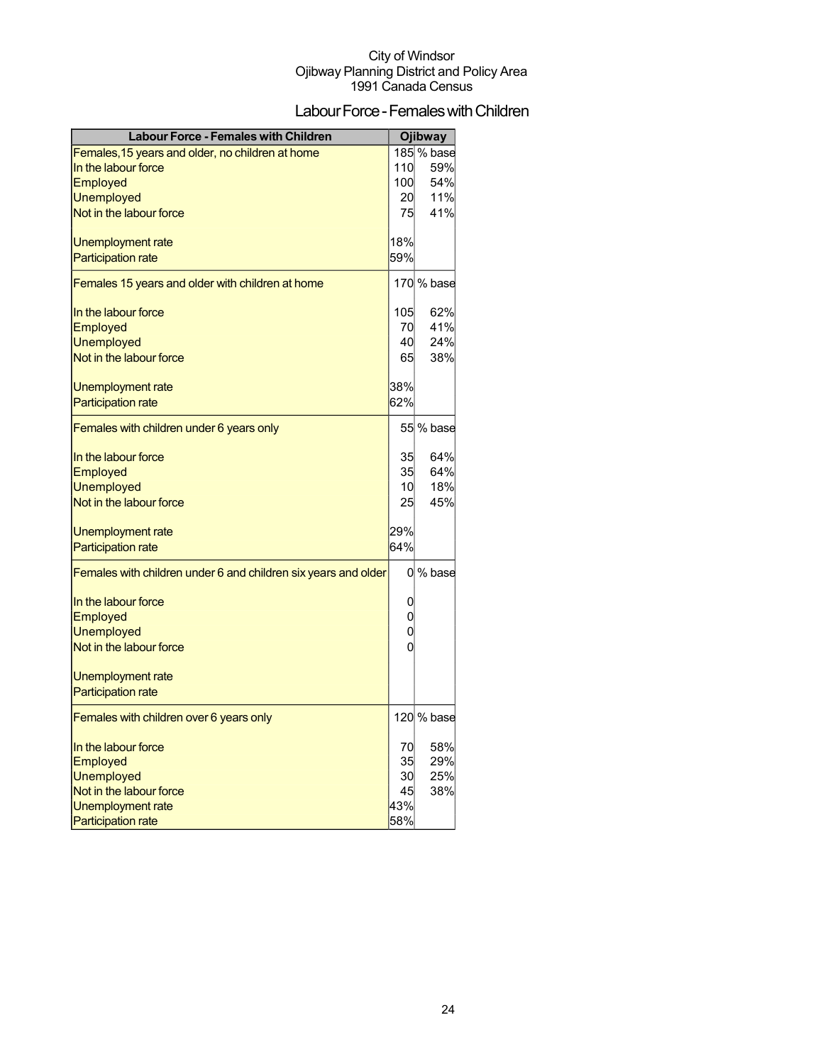City of Windsor
Ojibway Planning District and Policy Area
1991 Canada Census

# Labour Force - Females with Children

| Labour Force - Females with Children | Ojibway | |
|---|---|---|
| Females,15 years and older, no children at home | 185 | % base |
| In the labour force | 110 | 59% |
| Employed | 100 | 54% |
| Unemployed | 20 | 11% |
| Not in the labour force | 75 | 41% |
| Unemployment rate | 18% | |
| Participation rate | 59% | |
| Females 15 years and older with children at home | 170 | % base |
| In the labour force | 105 | 62% |
| Employed | 70 | 41% |
| Unemployed | 40 | 24% |
| Not in the labour force | 65 | 38% |
| Unemployment rate | 38% | |
| Participation rate | 62% | |
| Females with children under 6 years only | 55 | % base |
| In the labour force | 35 | 64% |
| Employed | 35 | 64% |
| Unemployed | 10 | 18% |
| Not in the labour force | 25 | 45% |
| Unemployment rate | 29% | |
| Participation rate | 64% | |
| Females with children under 6 and children six years and older | 0 | % base |
| In the labour force | 0 | |
| Employed | 0 | |
| Unemployed | 0 | |
| Not in the labour force | 0 | |
| Unemployment rate | | |
| Participation rate | | |
| Females with children over 6 years only | 120 | % base |
| In the labour force | 70 | 58% |
| Employed | 35 | 29% |
| Unemployed | 30 | 25% |
| Not in the labour force | 45 | 38% |
| Unemployment rate | 43% | |
| Participation rate | 58% | |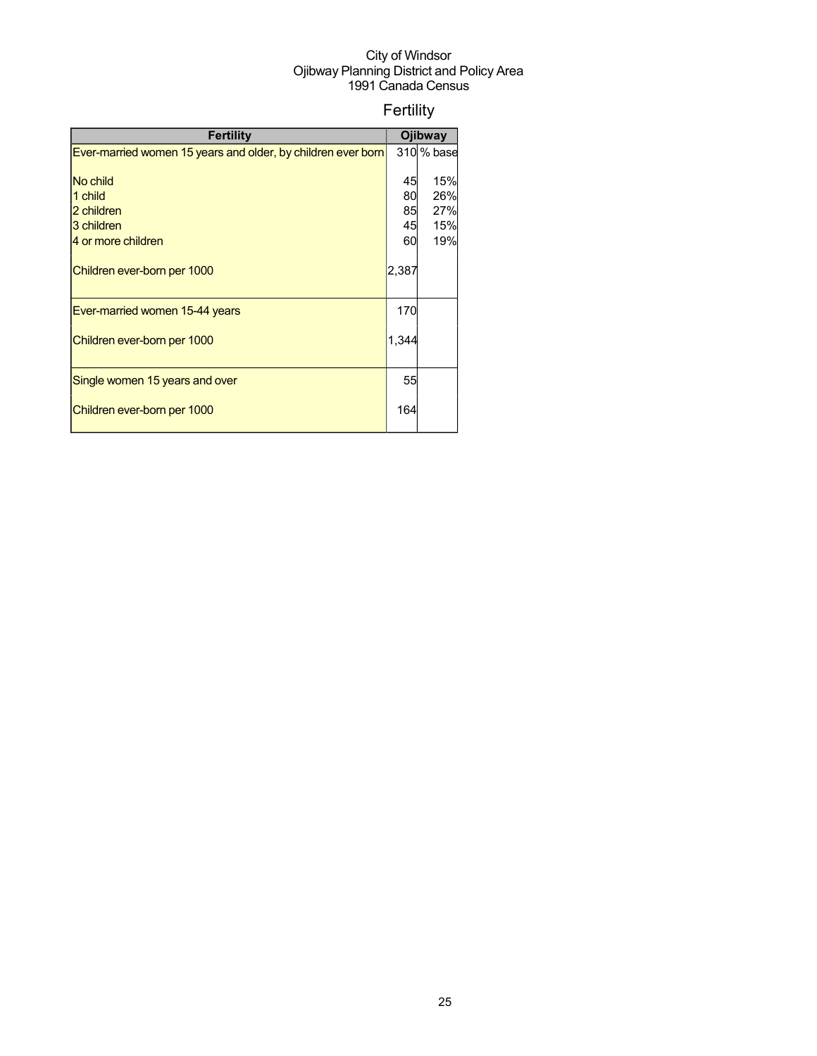City of Windsor
Ojibway Planning District and Policy Area
1991 Canada Census

# Fertility

| Fertility | Ojibway | |
|---|---|---|
| Ever-married women 15 years and older, by children ever born | 310 | % base |
| No child | 45 | 15% |
| 1 child | 80 | 26% |
| 2 children | 85 | 27% |
| 3 children | 45 | 15% |
| 4 or more children | 60 | 19% |
| Children ever-born per 1000 | 2,387 | |
| Ever-married women 15-44 years | 170 | |
| Children ever-born per 1000 | 1,344 | |
| Single women 15 years and over | 55 | |
| Children ever-born per 1000 | 164 | |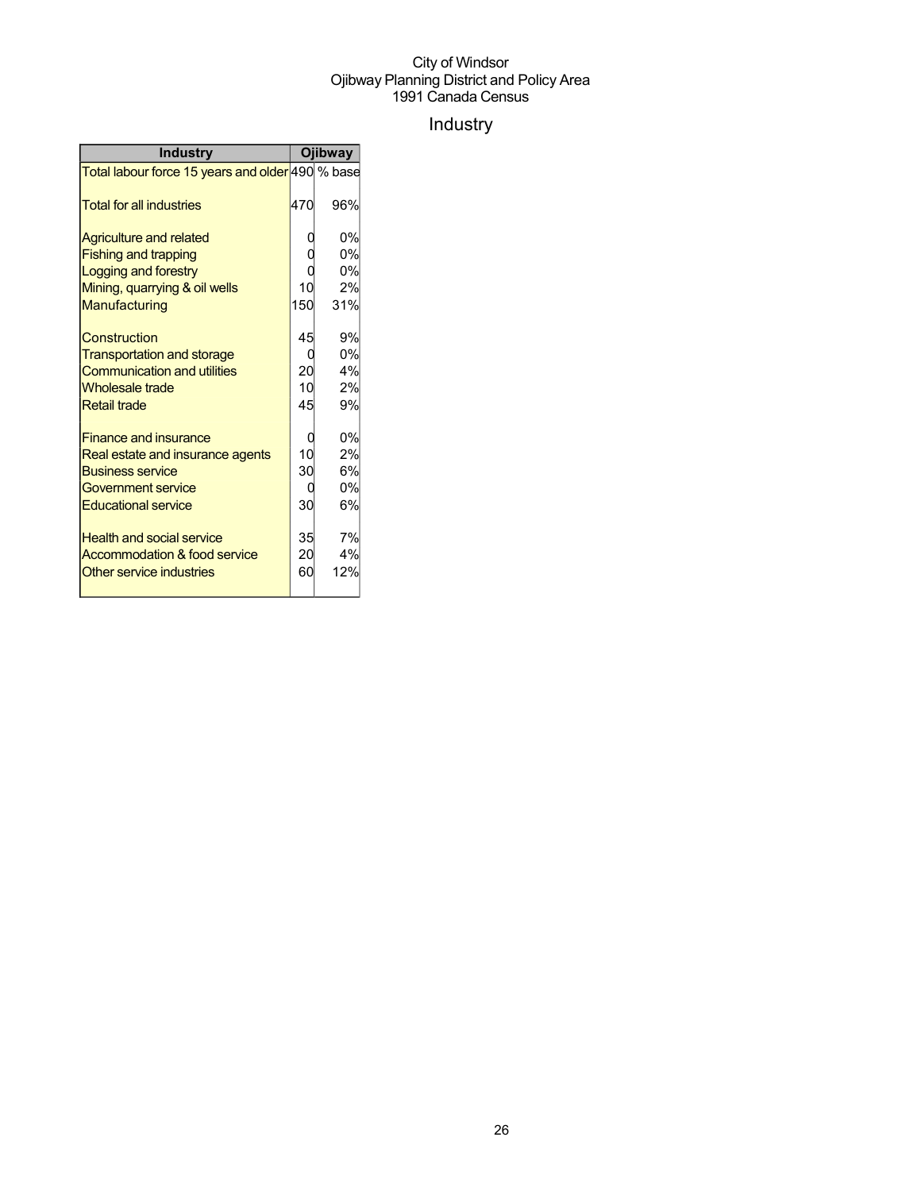City of Windsor
Ojibway Planning District and Policy Area
1991 Canada Census

# Industry

| Industry | Ojibway | |
|---|---|---|
| Total labour force 15 years and older | 490 | % base |
| Total for all industries | 470 | 96% |
| Agriculture and related | 0 | 0% |
| Fishing and trapping | 0 | 0% |
| Logging and forestry | 0 | 0% |
| Mining, quarrying & oil wells | 10 | 2% |
| Manufacturing | 150 | 31% |
| Construction | 45 | 9% |
| Transportation and storage | 0 | 0% |
| Communication and utilities | 20 | 4% |
| Wholesale trade | 10 | 2% |
| Retail trade | 45 | 9% |
| Finance and insurance | 0 | 0% |
| Real estate and insurance agents | 10 | 2% |
| Business service | 30 | 6% |
| Government service | 0 | 0% |
| Educational service | 30 | 6% |
| Health and social service | 35 | 7% |
| Accommodation & food service | 20 | 4% |
| Other service industries | 60 | 12% |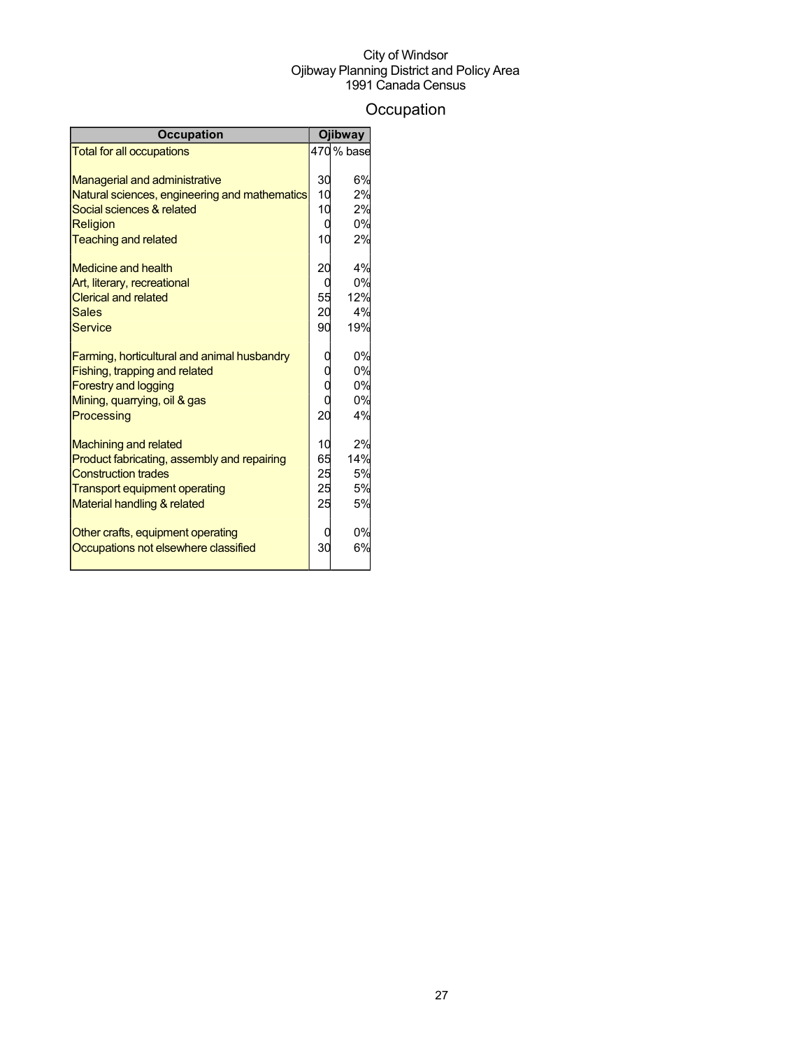City of Windsor
Ojibway Planning District and Policy Area
1991 Canada Census

# Occupation

| Occupation | Ojibway | |
|---|---|---|
| Total for all occupations | 470 | % base |
| | | |
| Managerial and administrative | 30 | 6% |
| Natural sciences, engineering and mathematics | 10 | 2% |
| Social sciences & related | 10 | 2% |
| Religion | 0 | 0% |
| Teaching and related | 10 | 2% |
| | | |
| Medicine and health | 20 | 4% |
| Art, literary, recreational | 0 | 0% |
| Clerical and related | 55 | 12% |
| Sales | 20 | 4% |
| Service | 90 | 19% |
| | | |
| Farming, horticultural and animal husbandry | 0 | 0% |
| Fishing, trapping and related | 0 | 0% |
| Forestry and logging | 0 | 0% |
| Mining, quarrying, oil & gas | 0 | 0% |
| Processing | 20 | 4% |
| | | |
| Machining and related | 10 | 2% |
| Product fabricating, assembly and repairing | 65 | 14% |
| Construction trades | 25 | 5% |
| Transport equipment operating | 25 | 5% |
| Material handling & related | 25 | 5% |
| | | |
| Other crafts, equipment operating | 0 | 0% |
| Occupations not elsewhere classified | 30 | 6% |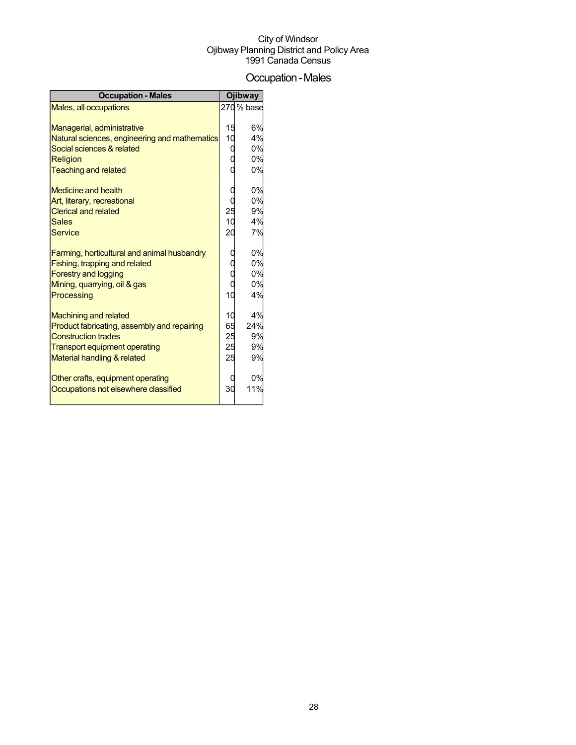City of Windsor
Ojibway Planning District and Policy Area
1991 Canada Census

# Occupation - Males

| Occupation - Males | Ojibway | |
|---|---|---|
| Males, all occupations | 270 | % base |
| | | |
| Managerial, administrative | 15 | 6% |
| Natural sciences, engineering and mathematics | 10 | 4% |
| Social sciences & related | 0 | 0% |
| Religion | 0 | 0% |
| Teaching and related | 0 | 0% |
| | | |
| Medicine and health | 0 | 0% |
| Art, literary, recreational | 0 | 0% |
| Clerical and related | 25 | 9% |
| Sales | 10 | 4% |
| Service | 20 | 7% |
| | | |
| Farming, horticultural and animal husbandry | 0 | 0% |
| Fishing, trapping and related | 0 | 0% |
| Forestry and logging | 0 | 0% |
| Mining, quarrying, oil & gas | 0 | 0% |
| Processing | 10 | 4% |
| | | |
| Machining and related | 10 | 4% |
| Product fabricating, assembly and repairing | 65 | 24% |
| Construction trades | 25 | 9% |
| Transport equipment operating | 25 | 9% |
| Material handling & related | 25 | 9% |
| | | |
| Other crafts, equipment operating | 0 | 0% |
| Occupations not elsewhere classified | 30 | 11% |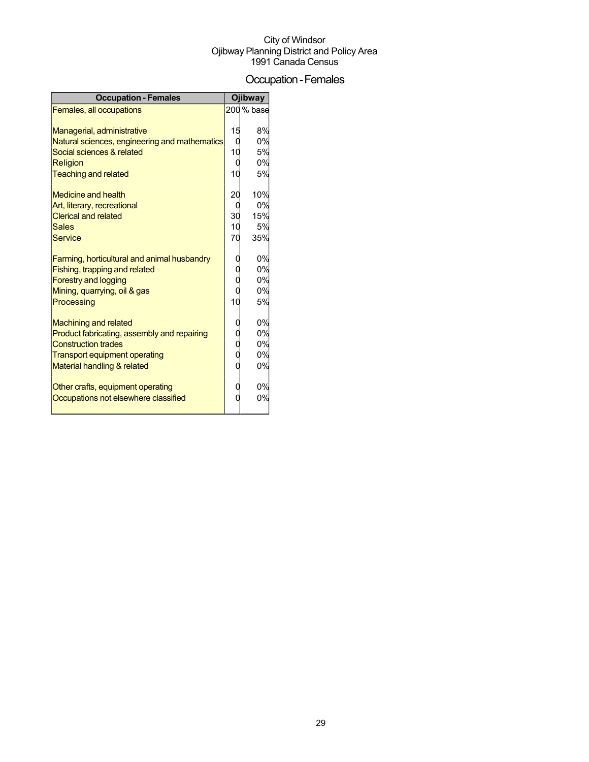City of Windsor
Ojibway Planning District and Policy Area
1991 Canada Census

# Occupation - Females

| Occupation - Females | Ojibway | |
|---|---|---|
| Females, all occupations | 200 | % base |
| Managerial, administrative | 15 | 8% |
| Natural sciences, engineering and mathematics | 0 | 0% |
| Social sciences & related | 10 | 5% |
| Religion | 0 | 0% |
| Teaching and related | 10 | 5% |
| Medicine and health | 20 | 10% |
| Art, literary, recreational | 0 | 0% |
| Clerical and related | 30 | 15% |
| Sales | 10 | 5% |
| Service | 70 | 35% |
| Farming, horticultural and animal husbandry | 0 | 0% |
| Fishing, trapping and related | 0 | 0% |
| Forestry and logging | 0 | 0% |
| Mining, quarrying, oil & gas | 0 | 0% |
| Processing | 10 | 5% |
| Machining and related | 0 | 0% |
| Product fabricating, assembly and repairing | 0 | 0% |
| Construction trades | 0 | 0% |
| Transport equipment operating | 0 | 0% |
| Material handling & related | 0 | 0% |
| Other crafts, equipment operating | 0 | 0% |
| Occupations not elsewhere classified | 0 | 0% |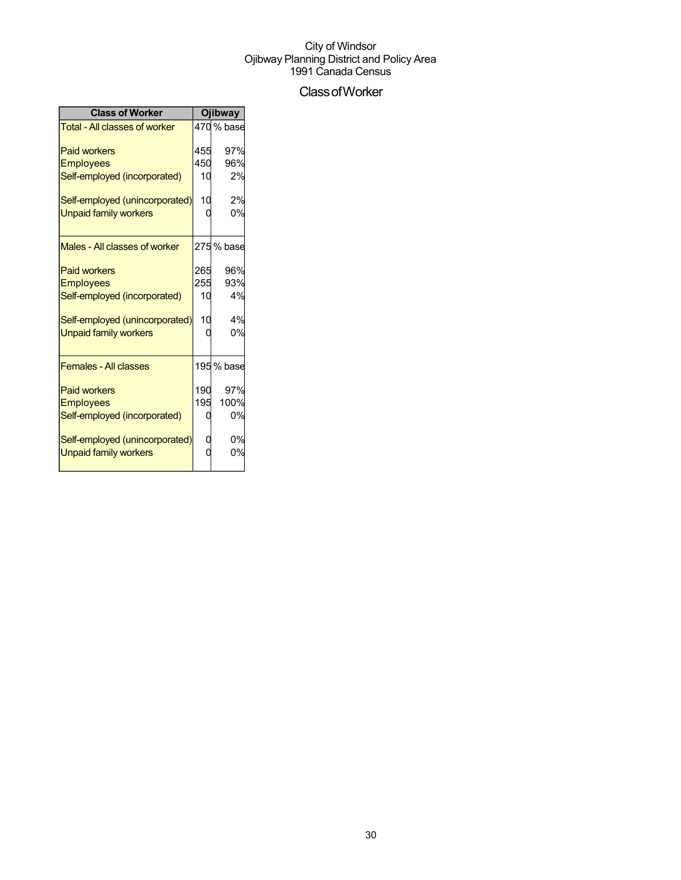City of Windsor
Ojibway Planning District and Policy Area
1991 Canada Census

# Class of Worker

| Class of Worker | Ojibway | |
|---|---|---|
| Total - All classes of worker | 470 | % base |
| Paid workers | 455 | 97% |
| Employees | 450 | 96% |
| Self-employed (incorporated) | 10 | 2% |
| Self-employed (unincorporated) | 10 | 2% |
| Unpaid family workers | 0 | 0% |
| Males - All classes of worker | 275 | % base |
| Paid workers | 265 | 96% |
| Employees | 255 | 93% |
| Self-employed (incorporated) | 10 | 4% |
| Self-employed (unincorporated) | 10 | 4% |
| Unpaid family workers | 0 | 0% |
| Females - All classes | 195 | % base |
| Paid workers | 190 | 97% |
| Employees | 195 | 100% |
| Self-employed (incorporated) | 0 | 0% |
| Self-employed (unincorporated) | 0 | 0% |
| Unpaid family workers | 0 | 0% |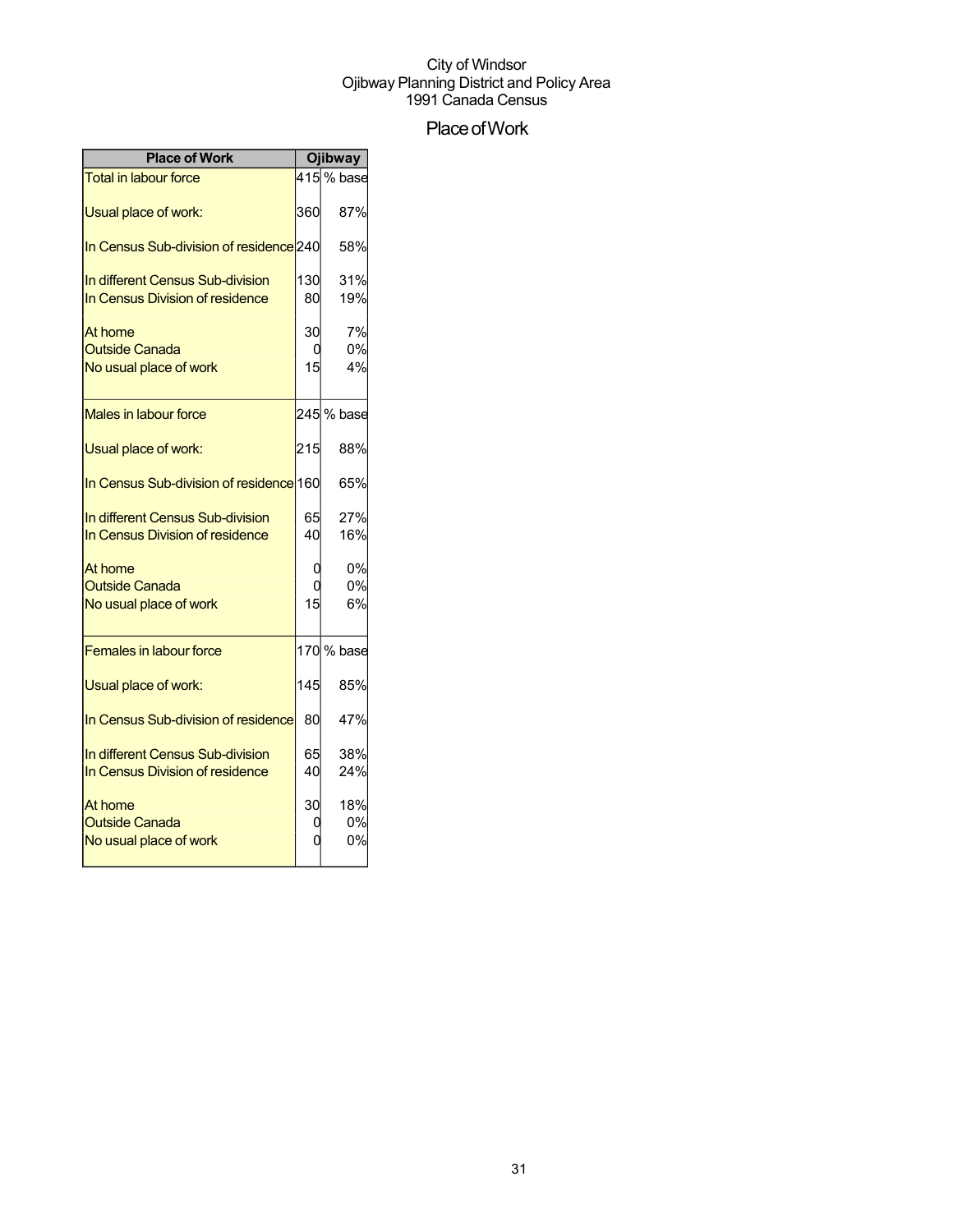City of Windsor
Ojibway Planning District and Policy Area
1991 Canada Census

# Place of Work

| Place of Work | Ojibway | |
|---|---|---|
| Total in labour force | 415 | % base |
| Usual place of work: | 360 | 87% |
| In Census Sub-division of residence | 240 | 58% |
| In different Census Sub-division | 130 | 31% |
| In Census Division of residence | 80 | 19% |
| At home | 30 | 7% |
| Outside Canada | 0 | 0% |
| No usual place of work | 15 | 4% |
| Males in labour force | 245 | % base |
| Usual place of work: | 215 | 88% |
| In Census Sub-division of residence | 160 | 65% |
| In different Census Sub-division | 65 | 27% |
| In Census Division of residence | 40 | 16% |
| At home | 0 | 0% |
| Outside Canada | 0 | 0% |
| No usual place of work | 15 | 6% |
| Females in labour force | 170 | % base |
| Usual place of work: | 145 | 85% |
| In Census Sub-division of residence | 80 | 47% |
| In different Census Sub-division | 65 | 38% |
| In Census Division of residence | 40 | 24% |
| At home | 30 | 18% |
| Outside Canada | 0 | 0% |
| No usual place of work | 0 | 0% |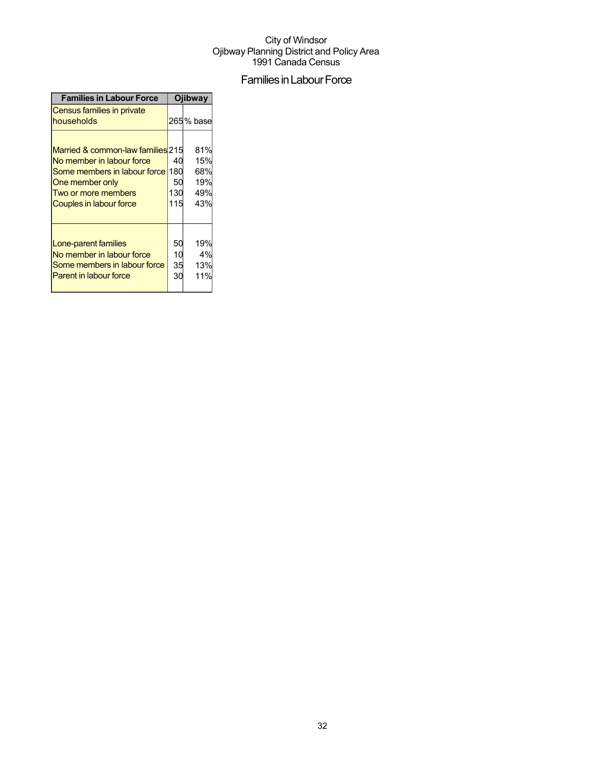City of Windsor
Ojibway Planning District and Policy Area
1991 Canada Census

## Families in Labour Force

| Families in Labour Force | Ojibway | |
|---|---|---|
| Census families in private households | 265 | % base |
| Married & common-law families | 215 | 81% |
| No member in labour force | 40 | 15% |
| Some members in labour force | 180 | 68% |
| One member only | 50 | 19% |
| Two or more members | 130 | 49% |
| Couples in labour force | 115 | 43% |
| Lone-parent families | 50 | 19% |
| No member in labour force | 10 | 4% |
| Some members in labour force | 35 | 13% |
| Parent in labour force | 30 | 11% |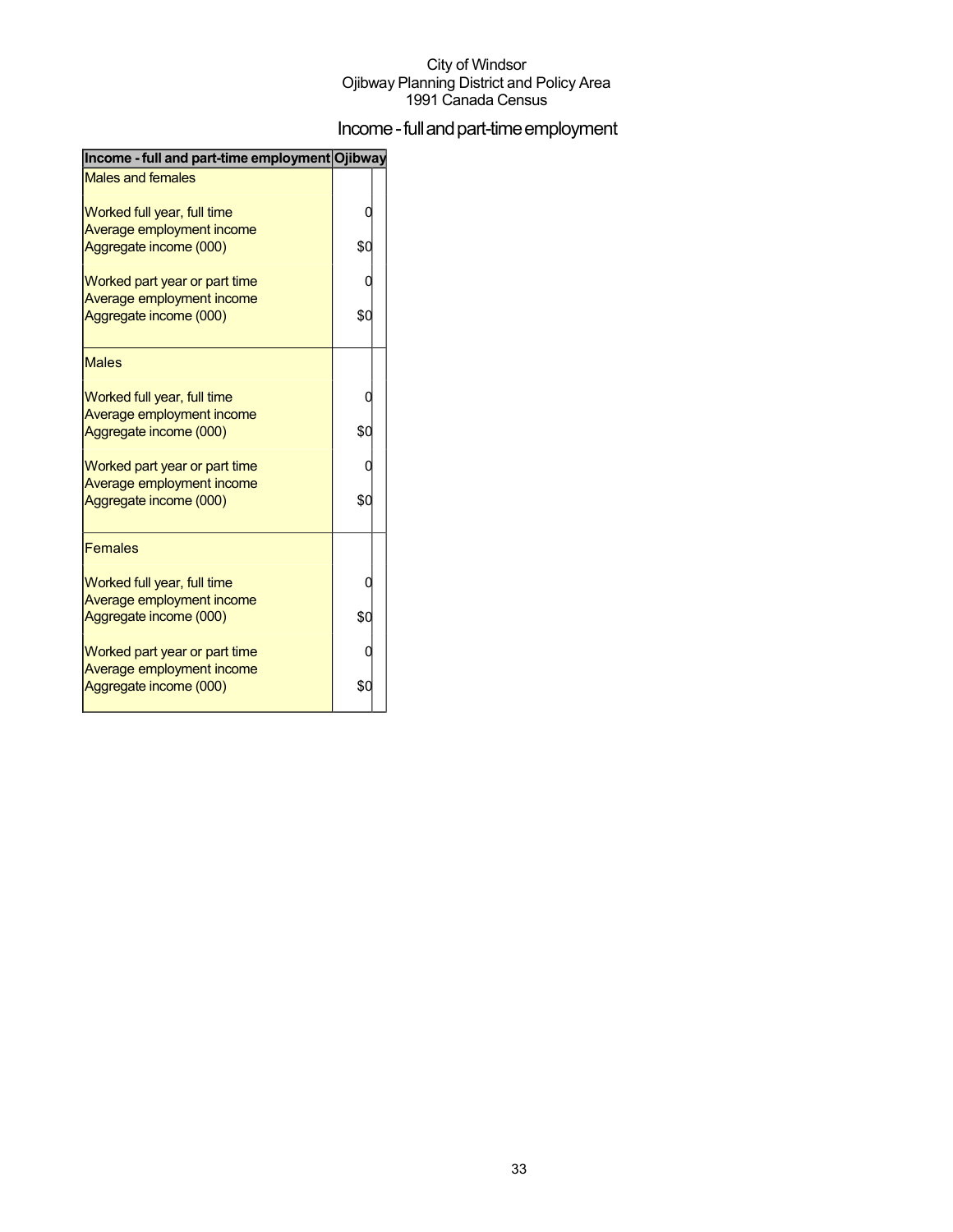City of Windsor
Ojibway Planning District and Policy Area
1991 Canada Census

# Income - full and part-time employment

| Income - full and part-time employment | Ojibway |
|---|---|
| Males and females | |
| Worked full year, full time | 0 |
| Average employment income | |
| Aggregate income (000) | $0 |
| Worked part year or part time | 0 |
| Average employment income | |
| Aggregate income (000) | $0 |
| Males | |
| Worked full year, full time | 0 |
| Average employment income | |
| Aggregate income (000) | $0 |
| Worked part year or part time | 0 |
| Average employment income | |
| Aggregate income (000) | $0 |
| Females | |
| Worked full year, full time | 0 |
| Average employment income | |
| Aggregate income (000) | $0 |
| Worked part year or part time | 0 |
| Average employment income | |
| Aggregate income (000) | $0 |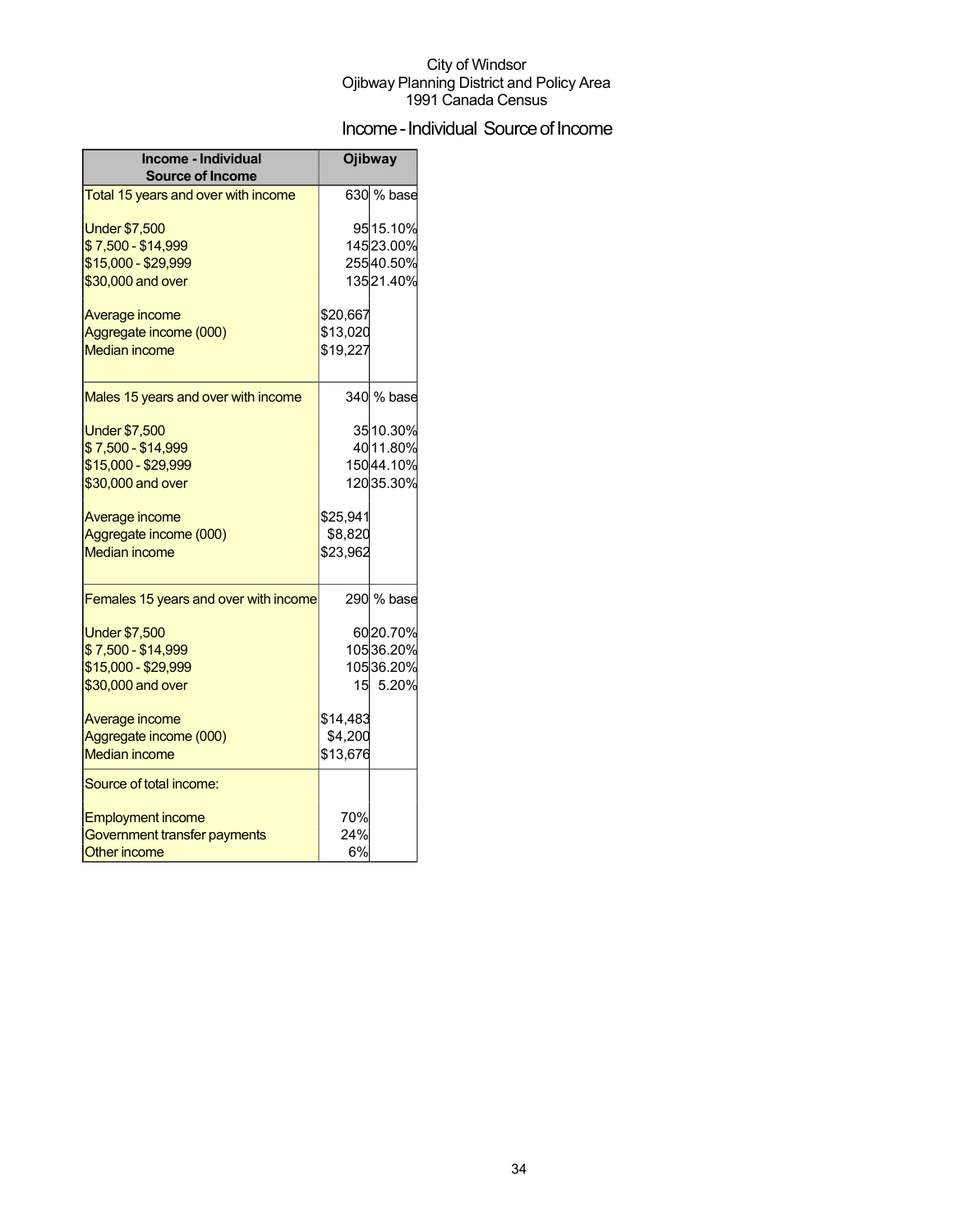City of Windsor
Ojibway Planning District and Policy Area
1991 Canada Census

# Income - Individual Source of Income

| Income - Individual Source of Income | Ojibway | |
|---|---|---|
| Total 15 years and over with income | 630 | % base |
| Under $7,500 | 95 | 15.10% |
| $ 7,500 - $14,999 | 145 | 23.00% |
| $15,000 - $29,999 | 255 | 40.50% |
| $30,000 and over | 135 | 21.40% |
| Average income | $20,667 | |
| Aggregate income (000) | $13,020 | |
| Median income | $19,227 | |
| Males 15 years and over with income | 340 | % base |
| Under $7,500 | 35 | 10.30% |
| $ 7,500 - $14,999 | 40 | 11.80% |
| $15,000 - $29,999 | 150 | 44.10% |
| $30,000 and over | 120 | 35.30% |
| Average income | $25,941 | |
| Aggregate income (000) | $8,820 | |
| Median income | $23,962 | |
| Females 15 years and over with income | 290 | % base |
| Under $7,500 | 60 | 20.70% |
| $ 7,500 - $14,999 | 105 | 36.20% |
| $15,000 - $29,999 | 105 | 36.20% |
| $30,000 and over | 15 | 5.20% |
| Average income | $14,483 | |
| Aggregate income (000) | $4,200 | |
| Median income | $13,676 | |
| Source of total income: | | |
| Employment income | 70% | |
| Government transfer payments | 24% | |
| Other income | 6% | |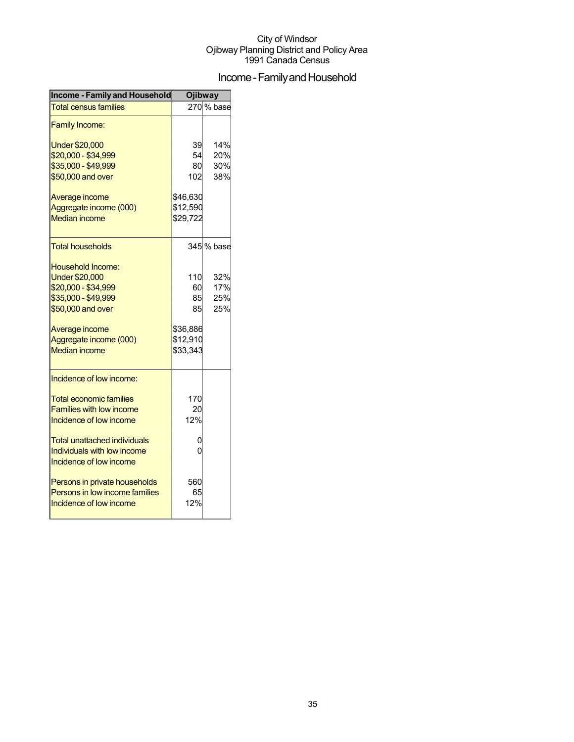City of Windsor
Ojibway Planning District and Policy Area
1991 Canada Census

# Income - Family and Household

| Income - Family and Household | Ojibway | |
|---|---|---|
| Total census families | 270 | % base |
| Family Income: | | |
| Under $20,000 | 39 | 14% |
| $20,000 - $34,999 | 54 | 20% |
| $35,000 - $49,999 | 80 | 30% |
| $50,000 and over | 102 | 38% |
| Average income | $46,630 | |
| Aggregate income (000) | $12,590 | |
| Median income | $29,722 | |
| Total households | 345 | % base |
| Household Income: | | |
| Under $20,000 | 110 | 32% |
| $20,000 - $34,999 | 60 | 17% |
| $35,000 - $49,999 | 85 | 25% |
| $50,000 and over | 85 | 25% |
| Average income | $36,886 | |
| Aggregate income (000) | $12,910 | |
| Median income | $33,343 | |
| Incidence of low income: | | |
| Total economic families | 170 | |
| Families with low income | 20 | |
| Incidence of low income | 12% | |
| Total unattached individuals | 0 | |
| Individuals with low income | 0 | |
| Incidence of low income | | |
| Persons in private households | 560 | |
| Persons in low income families | 65 | |
| Incidence of low income | 12% | |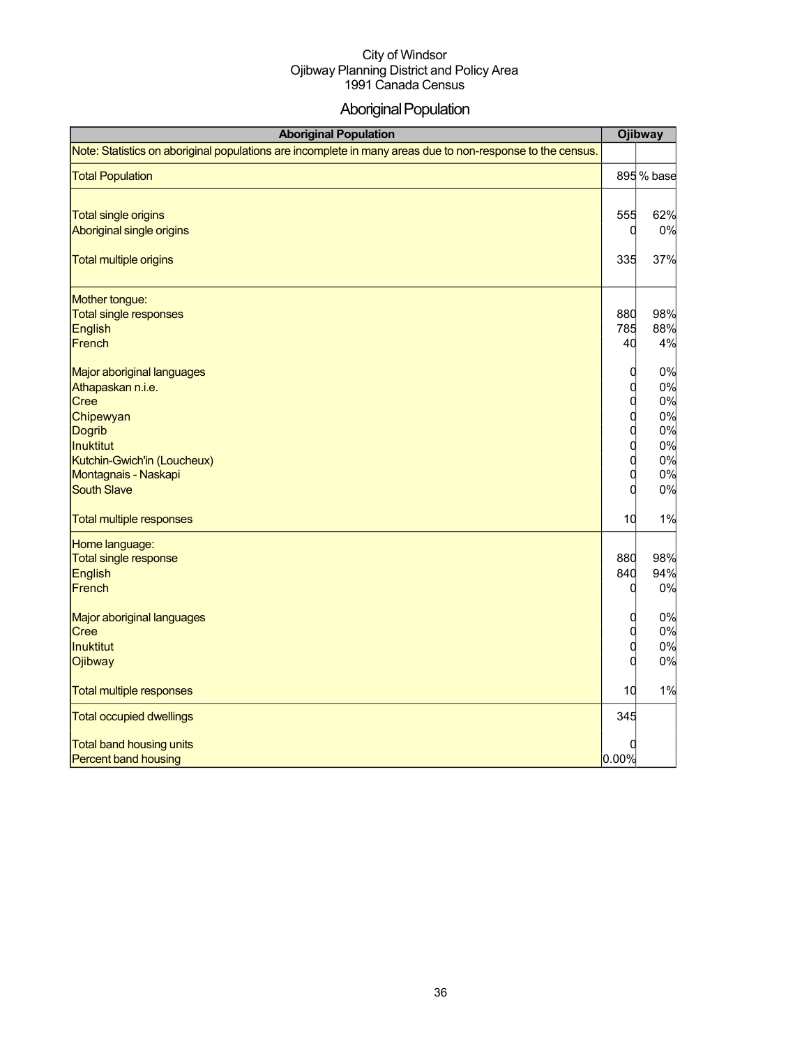City of Windsor
Ojibway Planning District and Policy Area
1991 Canada Census

# Aboriginal Population

| Aboriginal Population | Ojibway | |
|---|---|---|
| Note: Statistics on aboriginal populations are incomplete in many areas due to non-response to the census. | | |
| Total Population | 895 | % base |
| Total single origins | 555 | 62% |
| Aboriginal single origins | 0 | 0% |
| Total multiple origins | 335 | 37% |
| Mother tongue: | | |
| Total single responses | 880 | 98% |
| English | 785 | 88% |
| French | 40 | 4% |
| Major aboriginal languages | 0 | 0% |
| Athapaskan n.i.e. | 0 | 0% |
| Cree | 0 | 0% |
| Chipewyan | 0 | 0% |
| Dogrib | 0 | 0% |
| Inuktitut | 0 | 0% |
| Kutchin-Gwich'in (Loucheux) | 0 | 0% |
| Montagnais - Naskapi | 0 | 0% |
| South Slave | 0 | 0% |
| Total multiple responses | 10 | 1% |
| Home language: | | |
| Total single response | 880 | 98% |
| English | 840 | 94% |
| French | 0 | 0% |
| Major aboriginal languages | 0 | 0% |
| Cree | 0 | 0% |
| Inuktitut | 0 | 0% |
| Ojibway | 0 | 0% |
| Total multiple responses | 10 | 1% |
| Total occupied dwellings | 345 | |
| Total band housing units | 0 | |
| Percent band housing | 0.00% | |